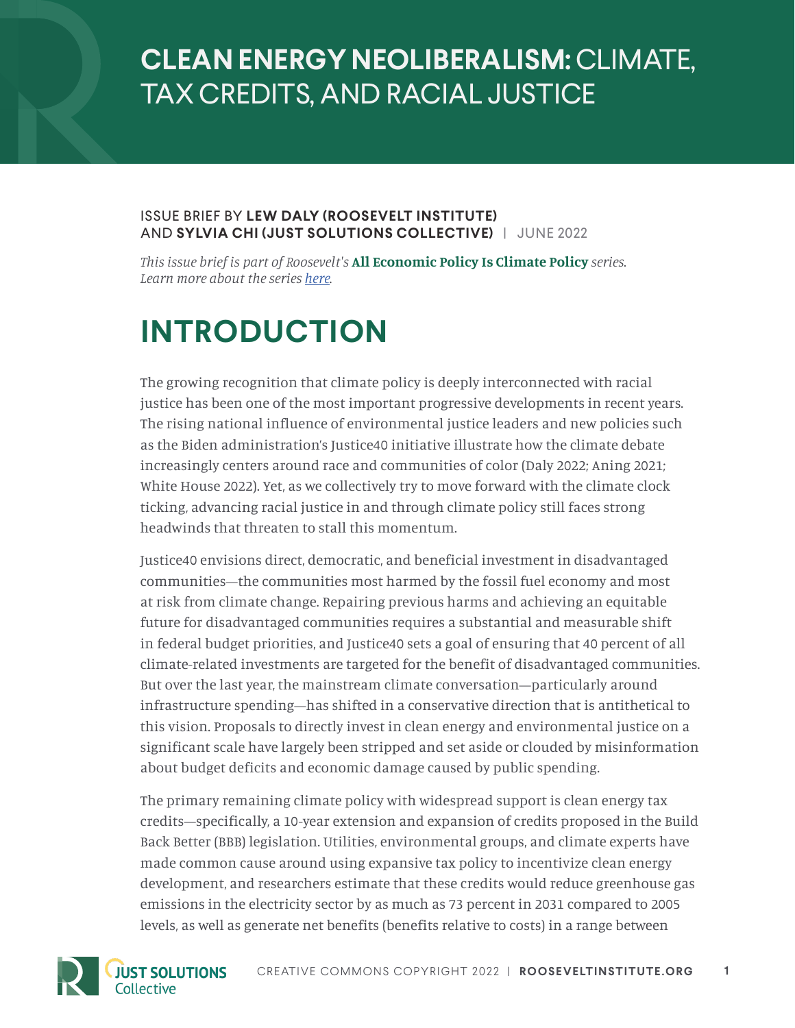# CLEAN ENERGY NEOLIBERALISM: CLIMATE, TAX CREDITS, AND RACIAL JUSTICE

ISSUE BRIEF BY **LEW DALY (ROOSEVELT INSTITUTE)** AND **SYLVIA CHI (JUST SOLUTIONS COLLECTIVE)** | JUNE 2022

*This issue brief is part of Roosevelt's* **All Economic Policy Is Climate Policy** *series. Learn more about the series here.*

# INTRODUCTION

The growing recognition that climate policy is deeply interconnected with racial justice has been one of the most important progressive developments in recent years. The rising national influence of environmental justice leaders and new policies such as the Biden administration's Justice40 initiative illustrate how the climate debate increasingly centers around race and communities of color (Daly 2022; Aning 2021; White House 2022). Yet, as we collectively try to move forward with the climate clock ticking, advancing racial justice in and through climate policy still faces strong headwinds that threaten to stall this momentum.

Justice40 envisions direct, democratic, and beneficial investment in disadvantaged communities—the communities most harmed by the fossil fuel economy and most at risk from climate change. Repairing previous harms and achieving an equitable future for disadvantaged communities requires a substantial and measurable shift in federal budget priorities, and Justice40 sets a goal of ensuring that 40 percent of all climate-related investments are targeted for the benefit of disadvantaged communities. But over the last year, the mainstream climate conversation—particularly around infrastructure spending—has shifted in a conservative direction that is antithetical to this vision. Proposals to directly invest in clean energy and environmental justice on a significant scale have largely been stripped and set aside or clouded by misinformation about budget deficits and economic damage caused by public spending.

The primary remaining climate policy with widespread support is clean energy tax credits—specifically, a 10-year extension and expansion of credits proposed in the Build Back Better (BBB) legislation. Utilities, environmental groups, and climate experts have made common cause around using expansive tax policy to incentivize clean energy development, and researchers estimate that these credits would reduce greenhouse gas emissions in the electricity sector by as much as 73 percent in 2031 compared to 2005 levels, as well as generate net benefits (benefits relative to costs) in a range between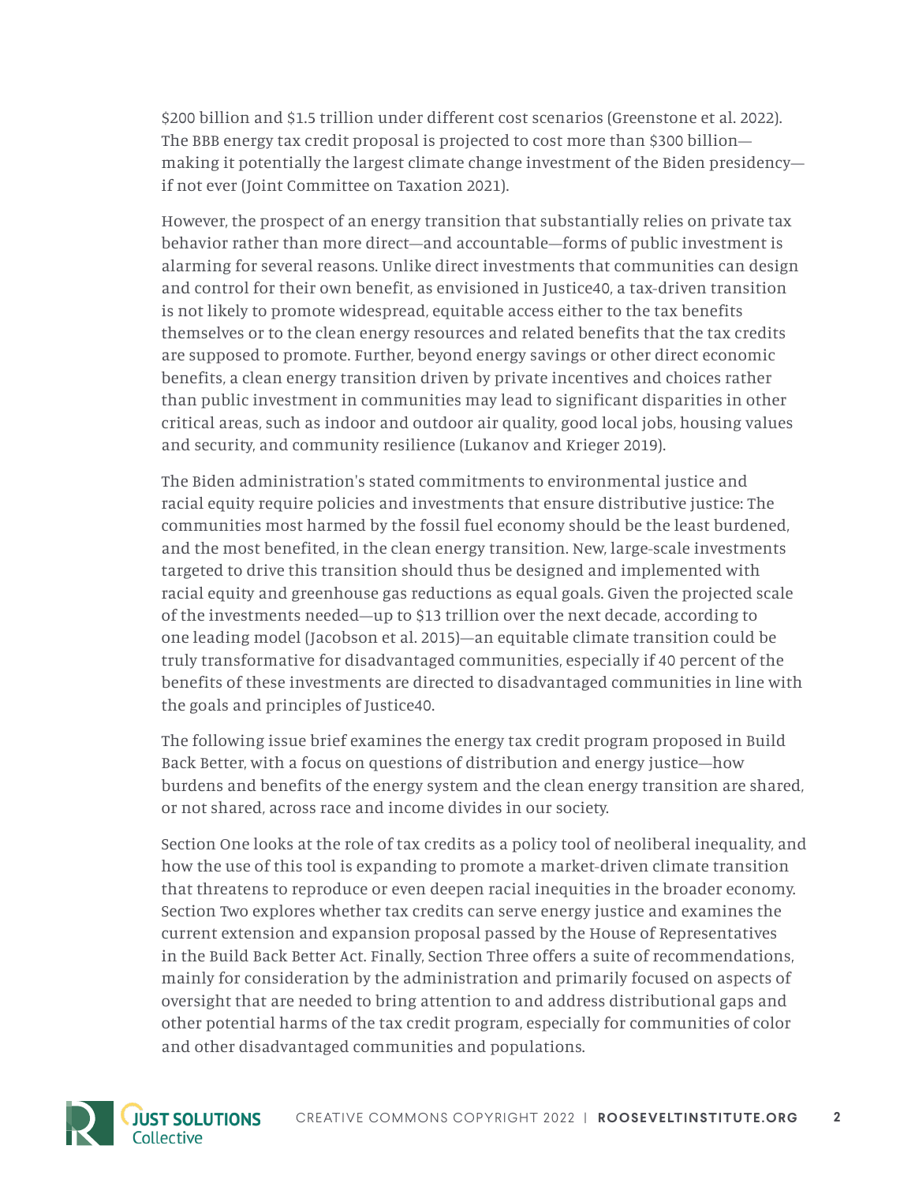$200 billion and $1.5 trillion under different cost scenarios (Greenstone et al. 2022). The BBB energy tax credit proposal is projected to cost more than $300 billion—making it potentially the largest climate change investment of the Biden presidency—if not ever (Joint Committee on Taxation 2021).

However, the prospect of an energy transition that substantially relies on private tax behavior rather than more direct—and accountable—forms of public investment is alarming for several reasons. Unlike direct investments that communities can design and control for their own benefit, as envisioned in Justice40, a tax-driven transition is not likely to promote widespread, equitable access either to the tax benefits themselves or to the clean energy resources and related benefits that the tax credits are supposed to promote. Further, beyond energy savings or other direct economic benefits, a clean energy transition driven by private incentives and choices rather than public investment in communities may lead to significant disparities in other critical areas, such as indoor and outdoor air quality, good local jobs, housing values and security, and community resilience (Lukanov and Krieger 2019).

The Biden administration's stated commitments to environmental justice and racial equity require policies and investments that ensure distributive justice: The communities most harmed by the fossil fuel economy should be the least burdened, and the most benefited, in the clean energy transition. New, large-scale investments targeted to drive this transition should thus be designed and implemented with racial equity and greenhouse gas reductions as equal goals. Given the projected scale of the investments needed—up to $13 trillion over the next decade, according to one leading model (Jacobson et al. 2015)—an equitable climate transition could be truly transformative for disadvantaged communities, especially if 40 percent of the benefits of these investments are directed to disadvantaged communities in line with the goals and principles of Justice40.

The following issue brief examines the energy tax credit program proposed in Build Back Better, with a focus on questions of distribution and energy justice—how burdens and benefits of the energy system and the clean energy transition are shared, or not shared, across race and income divides in our society.

Section One looks at the role of tax credits as a policy tool of neoliberal inequality, and how the use of this tool is expanding to promote a market-driven climate transition that threatens to reproduce or even deepen racial inequities in the broader economy. Section Two explores whether tax credits can serve energy justice and examines the current extension and expansion proposal passed by the House of Representatives in the Build Back Better Act. Finally, Section Three offers a suite of recommendations, mainly for consideration by the administration and primarily focused on aspects of oversight that are needed to bring attention to and address distributional gaps and other potential harms of the tax credit program, especially for communities of color and other disadvantaged communities and populations.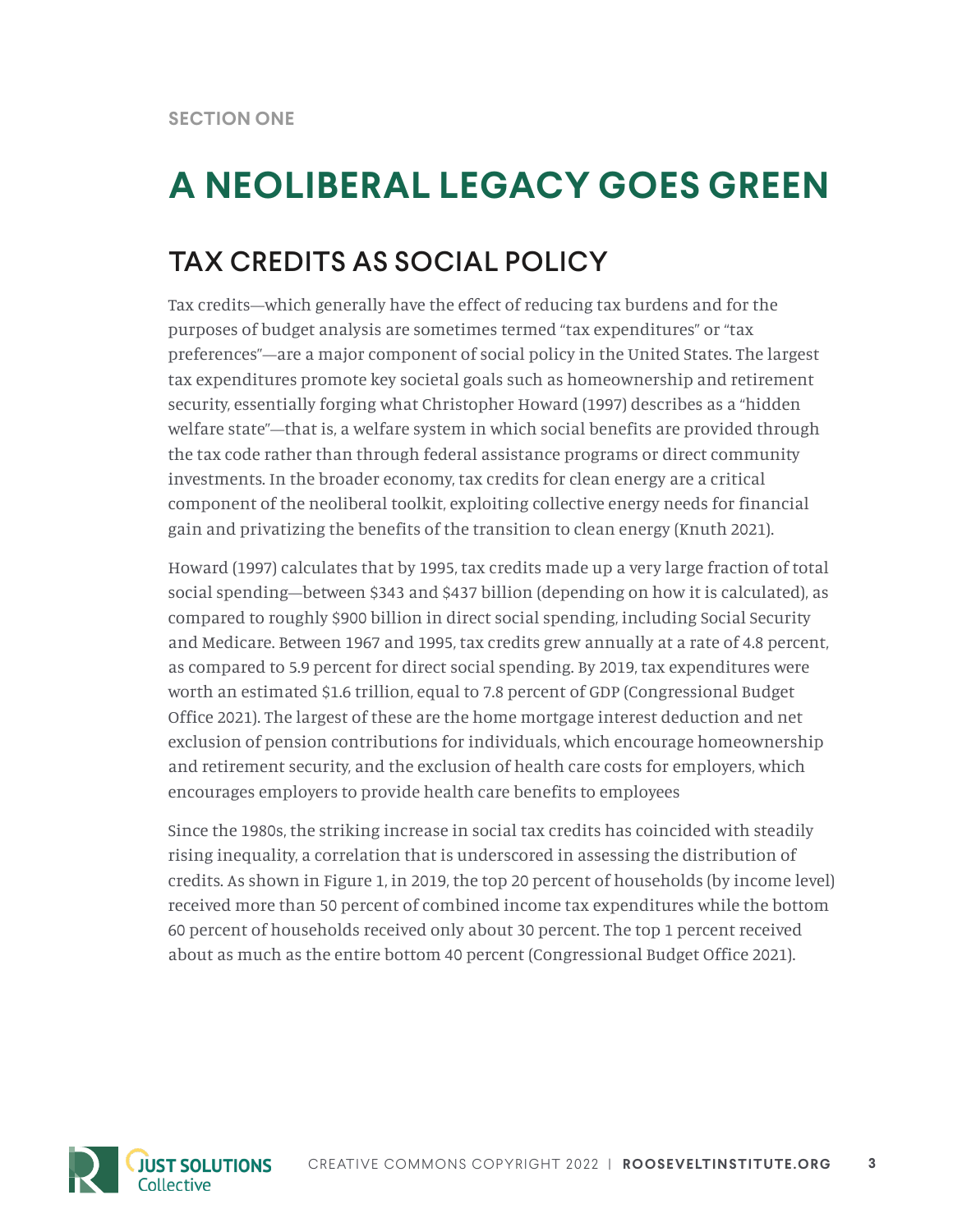SECTION ONE

# A NEOLIBERAL LEGACY GOES GREEN

## TAX CREDITS AS SOCIAL POLICY

Tax credits—which generally have the effect of reducing tax burdens and for the purposes of budget analysis are sometimes termed "tax expenditures" or "tax preferences"—are a major component of social policy in the United States. The largest tax expenditures promote key societal goals such as homeownership and retirement security, essentially forging what Christopher Howard (1997) describes as a "hidden welfare state"—that is, a welfare system in which social benefits are provided through the tax code rather than through federal assistance programs or direct community investments. In the broader economy, tax credits for clean energy are a critical component of the neoliberal toolkit, exploiting collective energy needs for financial gain and privatizing the benefits of the transition to clean energy (Knuth 2021).

Howard (1997) calculates that by 1995, tax credits made up a very large fraction of total social spending—between $343 and $437 billion (depending on how it is calculated), as compared to roughly $900 billion in direct social spending, including Social Security and Medicare. Between 1967 and 1995, tax credits grew annually at a rate of 4.8 percent, as compared to 5.9 percent for direct social spending. By 2019, tax expenditures were worth an estimated $1.6 trillion, equal to 7.8 percent of GDP (Congressional Budget Office 2021). The largest of these are the home mortgage interest deduction and net exclusion of pension contributions for individuals, which encourage homeownership and retirement security, and the exclusion of health care costs for employers, which encourages employers to provide health care benefits to employees

Since the 1980s, the striking increase in social tax credits has coincided with steadily rising inequality, a correlation that is underscored in assessing the distribution of credits. As shown in Figure 1, in 2019, the top 20 percent of households (by income level) received more than 50 percent of combined income tax expenditures while the bottom 60 percent of households received only about 30 percent. The top 1 percent received about as much as the entire bottom 40 percent (Congressional Budget Office 2021).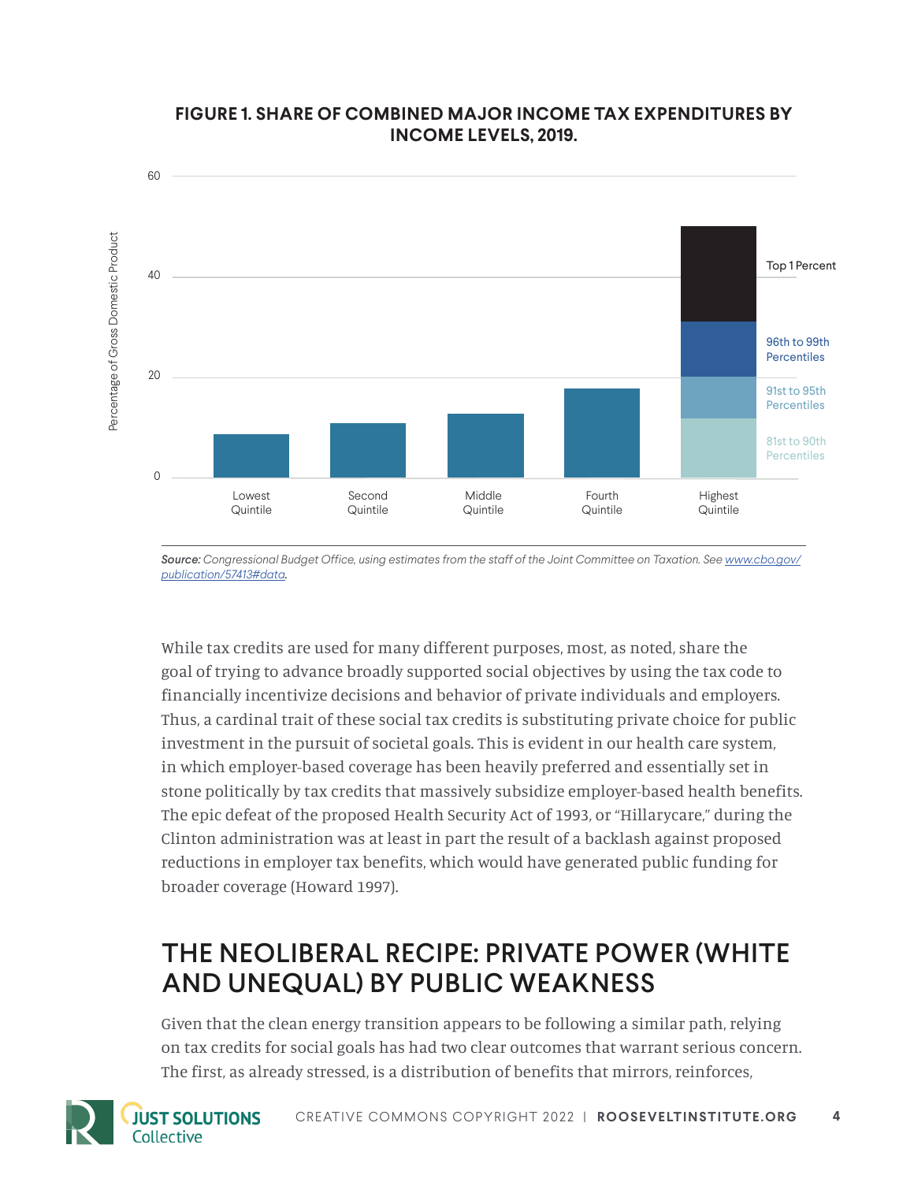**FIGURE 1. SHARE OF COMBINED MAJOR INCOME TAX EXPENDITURES BY INCOME LEVELS, 2019.**

***Source:*** *Congressional Budget Office, using estimates from the staff of the Joint Committee on Taxation. See [www.cbo.gov/publication/57413#data](www.cbo.gov/publication/57413#data).*

While tax credits are used for many different purposes, most, as noted, share the goal of trying to advance broadly supported social objectives by using the tax code to financially incentivize decisions and behavior of private individuals and employers. Thus, a cardinal trait of these social tax credits is substituting private choice for public investment in the pursuit of societal goals. This is evident in our health care system, in which employer-based coverage has been heavily preferred and essentially set in stone politically by tax credits that massively subsidize employer-based health benefits. The epic defeat of the proposed Health Security Act of 1993, or "Hillarycare," during the Clinton administration was at least in part the result of a backlash against proposed reductions in employer tax benefits, which would have generated public funding for broader coverage (Howard 1997).

## THE NEOLIBERAL RECIPE: PRIVATE POWER (WHITE AND UNEQUAL) BY PUBLIC WEAKNESS

Given that the clean energy transition appears to be following a similar path, relying on tax credits for social goals has had two clear outcomes that warrant serious concern. The first, as already stressed, is a distribution of benefits that mirrors, reinforces,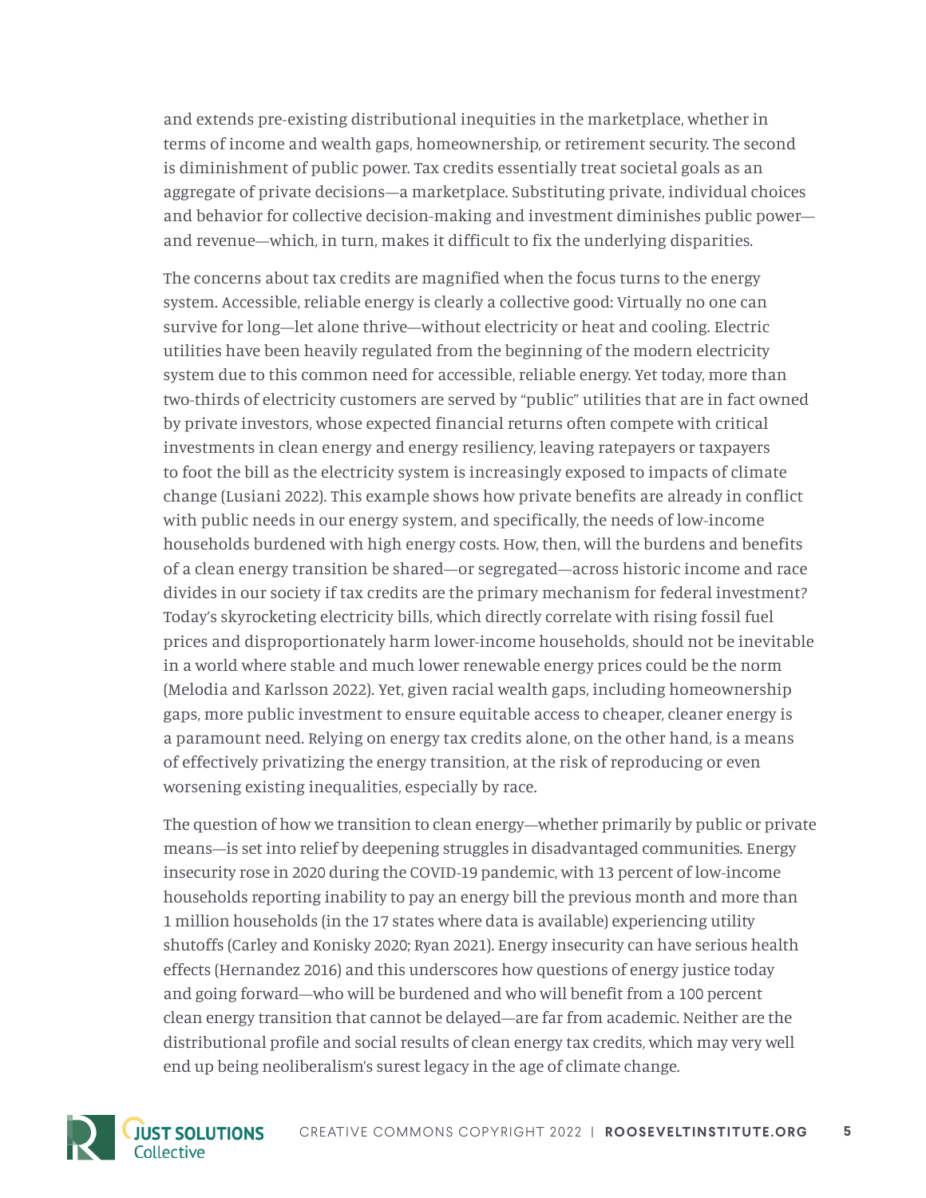and extends pre-existing distributional inequities in the marketplace, whether in terms of income and wealth gaps, homeownership, or retirement security. The second is diminishment of public power. Tax credits essentially treat societal goals as an aggregate of private decisions—a marketplace. Substituting private, individual choices and behavior for collective decision-making and investment diminishes public power—and revenue—which, in turn, makes it difficult to fix the underlying disparities.

The concerns about tax credits are magnified when the focus turns to the energy system. Accessible, reliable energy is clearly a collective good: Virtually no one can survive for long—let alone thrive—without electricity or heat and cooling. Electric utilities have been heavily regulated from the beginning of the modern electricity system due to this common need for accessible, reliable energy. Yet today, more than two-thirds of electricity customers are served by "public" utilities that are in fact owned by private investors, whose expected financial returns often compete with critical investments in clean energy and energy resiliency, leaving ratepayers or taxpayers to foot the bill as the electricity system is increasingly exposed to impacts of climate change (Lusiani 2022). This example shows how private benefits are already in conflict with public needs in our energy system, and specifically, the needs of low-income households burdened with high energy costs. How, then, will the burdens and benefits of a clean energy transition be shared—or segregated—across historic income and race divides in our society if tax credits are the primary mechanism for federal investment? Today's skyrocketing electricity bills, which directly correlate with rising fossil fuel prices and disproportionately harm lower-income households, should not be inevitable in a world where stable and much lower renewable energy prices could be the norm (Melodia and Karlsson 2022). Yet, given racial wealth gaps, including homeownership gaps, more public investment to ensure equitable access to cheaper, cleaner energy is a paramount need. Relying on energy tax credits alone, on the other hand, is a means of effectively privatizing the energy transition, at the risk of reproducing or even worsening existing inequalities, especially by race.

The question of how we transition to clean energy—whether primarily by public or private means—is set into relief by deepening struggles in disadvantaged communities. Energy insecurity rose in 2020 during the COVID-19 pandemic, with 13 percent of low-income households reporting inability to pay an energy bill the previous month and more than 1 million households (in the 17 states where data is available) experiencing utility shutoffs (Carley and Konisky 2020; Ryan 2021). Energy insecurity can have serious health effects (Hernandez 2016) and this underscores how questions of energy justice today and going forward—who will be burdened and who will benefit from a 100 percent clean energy transition that cannot be delayed—are far from academic. Neither are the distributional profile and social results of clean energy tax credits, which may very well end up being neoliberalism's surest legacy in the age of climate change.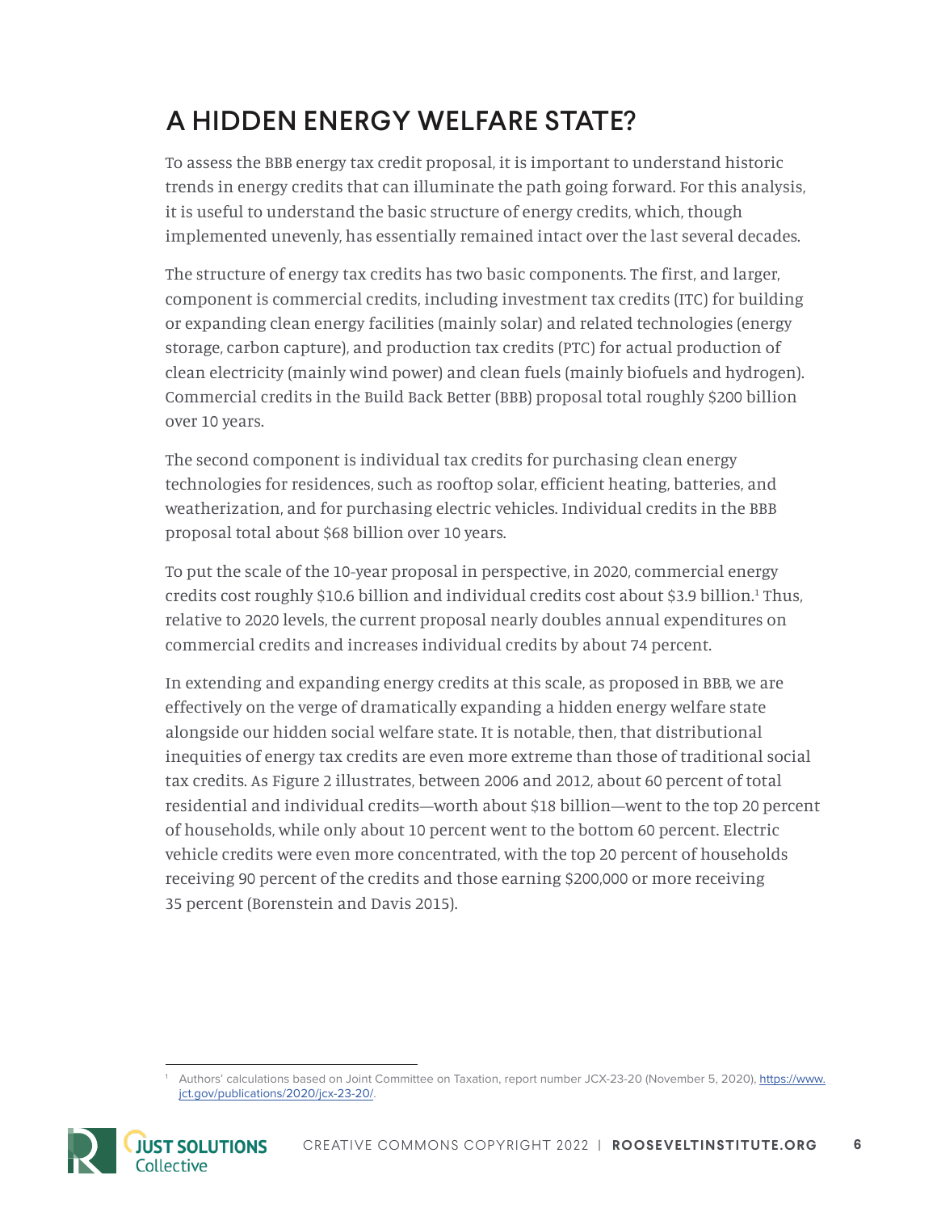## A HIDDEN ENERGY WELFARE STATE?

To assess the BBB energy tax credit proposal, it is important to understand historic trends in energy credits that can illuminate the path going forward. For this analysis, it is useful to understand the basic structure of energy credits, which, though implemented unevenly, has essentially remained intact over the last several decades.

The structure of energy tax credits has two basic components. The first, and larger, component is commercial credits, including investment tax credits (ITC) for building or expanding clean energy facilities (mainly solar) and related technologies (energy storage, carbon capture), and production tax credits (PTC) for actual production of clean electricity (mainly wind power) and clean fuels (mainly biofuels and hydrogen). Commercial credits in the Build Back Better (BBB) proposal total roughly $200 billion over 10 years.

The second component is individual tax credits for purchasing clean energy technologies for residences, such as rooftop solar, efficient heating, batteries, and weatherization, and for purchasing electric vehicles. Individual credits in the BBB proposal total about $68 billion over 10 years.

To put the scale of the 10-year proposal in perspective, in 2020, commercial energy credits cost roughly $10.6 billion and individual credits cost about $3.9 billion.[1] Thus, relative to 2020 levels, the current proposal nearly doubles annual expenditures on commercial credits and increases individual credits by about 74 percent.

In extending and expanding energy credits at this scale, as proposed in BBB, we are effectively on the verge of dramatically expanding a hidden energy welfare state alongside our hidden social welfare state. It is notable, then, that distributional inequities of energy tax credits are even more extreme than those of traditional social tax credits. As Figure 2 illustrates, between 2006 and 2012, about 60 percent of total residential and individual credits—worth about $18 billion—went to the top 20 percent of households, while only about 10 percent went to the bottom 60 percent. Electric vehicle credits were even more concentrated, with the top 20 percent of households receiving 90 percent of the credits and those earning $200,000 or more receiving 35 percent (Borenstein and Davis 2015).

[1] Authors' calculations based on Joint Committee on Taxation, report number JCX-23-20 (November 5, 2020), https://www.jct.gov/publications/2020/jcx-23-20/.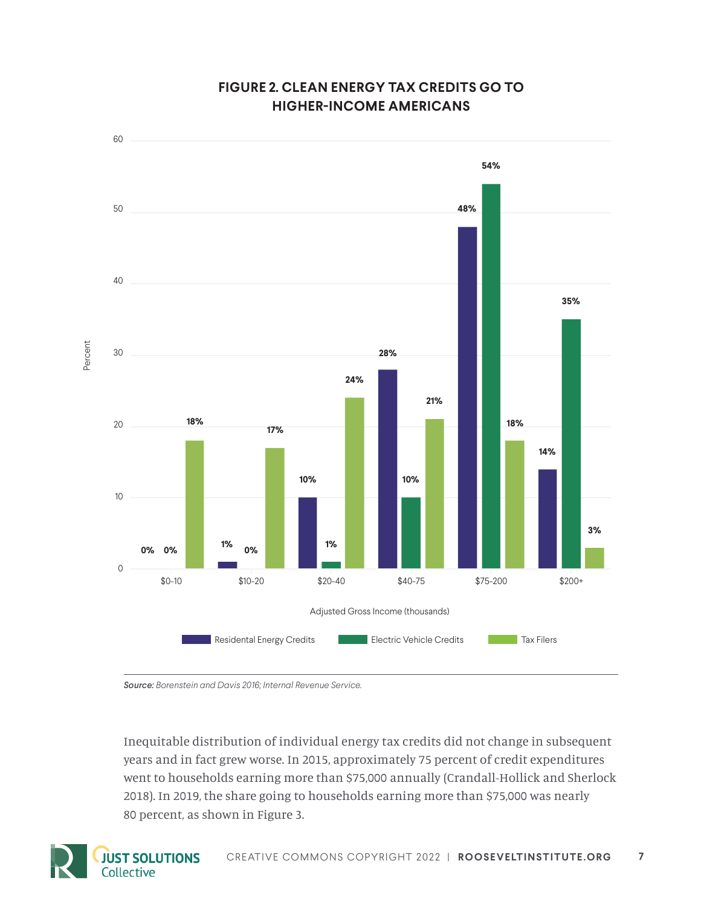## FIGURE 2. CLEAN ENERGY TAX CREDITS GO TO HIGHER-INCOME AMERICANS

| Adjusted Gross Income (thousands) | Residental Energy Credits | Electric Vehicle Credits | Tax Filers |
|---|---|---|---|
| $0-10 | 0% | 0% | 18% |
| $10-20 | 1% | 0% | 17% |
| $20-40 | 10% | 1% | 24% |
| $40-75 | 28% | 10% | 21% |
| $75-200 | 48% | 54% | 18% |
| $200+ | 14% | 35% | 3% |

***Source:*** *Borenstein and Davis 2016; Internal Revenue Service.*

Inequitable distribution of individual energy tax credits did not change in subsequent years and in fact grew worse. In 2015, approximately 75 percent of credit expenditures went to households earning more than $75,000 annually (Crandall-Hollick and Sherlock 2018). In 2019, the share going to households earning more than $75,000 was nearly 80 percent, as shown in Figure 3.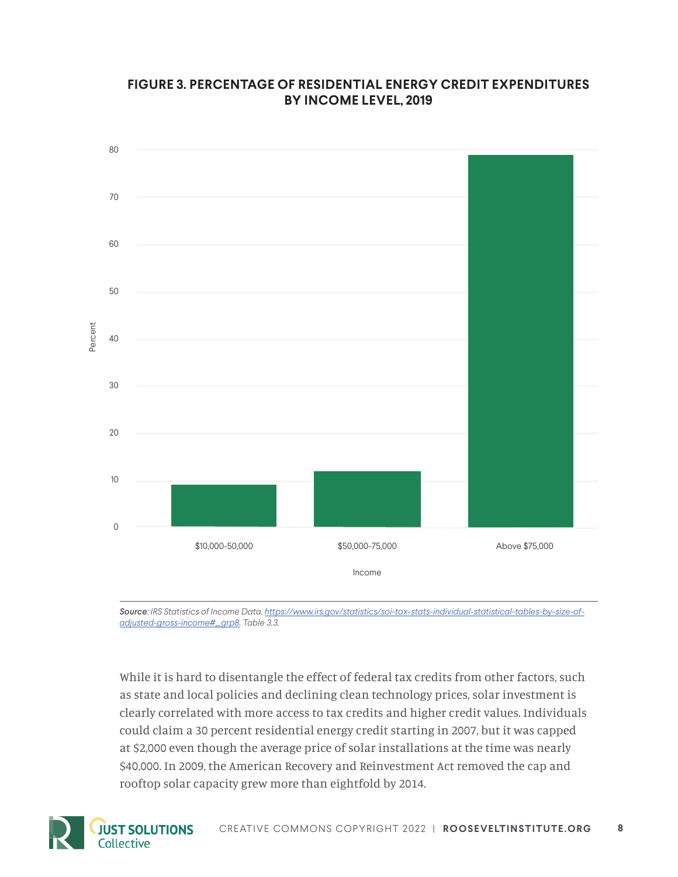**FIGURE 3. PERCENTAGE OF RESIDENTIAL ENERGY CREDIT EXPENDITURES BY INCOME LEVEL, 2019**

***Source**: IRS Statistics of Income Data. https://www.irs.gov/statistics/soi-tax-stats-individual-statistical-tables-by-size-of-adjusted-gross-income#_grp8. Table 3.3.*

While it is hard to disentangle the effect of federal tax credits from other factors, such as state and local policies and declining clean technology prices, solar investment is clearly correlated with more access to tax credits and higher credit values. Individuals could claim a 30 percent residential energy credit starting in 2007, but it was capped at $2,000 even though the average price of solar installations at the time was nearly $40,000. In 2009, the American Recovery and Reinvestment Act removed the cap and rooftop solar capacity grew more than eightfold by 2014.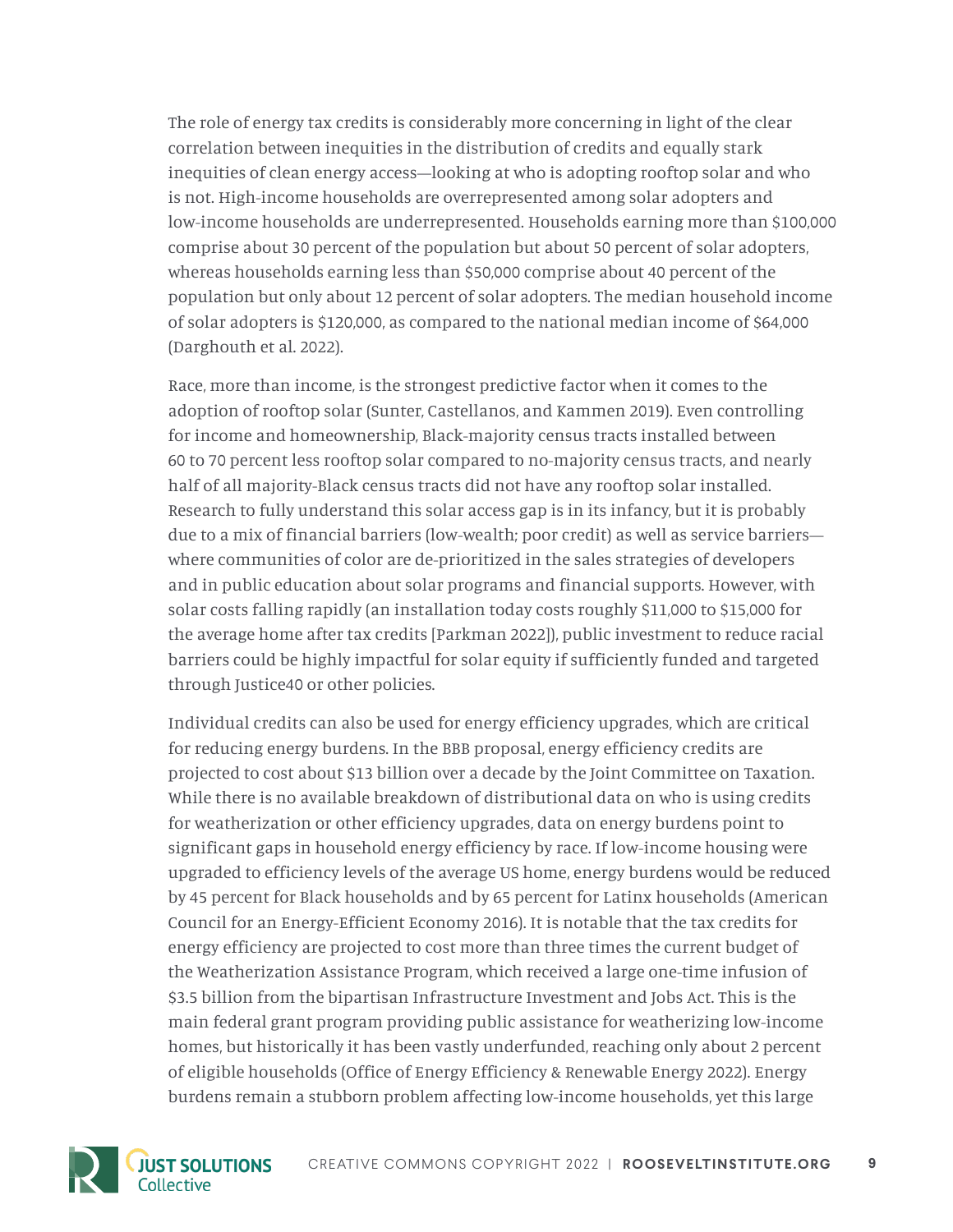The role of energy tax credits is considerably more concerning in light of the clear correlation between inequities in the distribution of credits and equally stark inequities of clean energy access—looking at who is adopting rooftop solar and who is not. High-income households are overrepresented among solar adopters and low-income households are underrepresented. Households earning more than $100,000 comprise about 30 percent of the population but about 50 percent of solar adopters, whereas households earning less than $50,000 comprise about 40 percent of the population but only about 12 percent of solar adopters. The median household income of solar adopters is $120,000, as compared to the national median income of $64,000 (Darghouth et al. 2022).

Race, more than income, is the strongest predictive factor when it comes to the adoption of rooftop solar (Sunter, Castellanos, and Kammen 2019). Even controlling for income and homeownership, Black-majority census tracts installed between 60 to 70 percent less rooftop solar compared to no-majority census tracts, and nearly half of all majority-Black census tracts did not have any rooftop solar installed. Research to fully understand this solar access gap is in its infancy, but it is probably due to a mix of financial barriers (low-wealth; poor credit) as well as service barriers—where communities of color are de-prioritized in the sales strategies of developers and in public education about solar programs and financial supports. However, with solar costs falling rapidly (an installation today costs roughly $11,000 to $15,000 for the average home after tax credits [Parkman 2022]), public investment to reduce racial barriers could be highly impactful for solar equity if sufficiently funded and targeted through Justice40 or other policies.

Individual credits can also be used for energy efficiency upgrades, which are critical for reducing energy burdens. In the BBB proposal, energy efficiency credits are projected to cost about $13 billion over a decade by the Joint Committee on Taxation. While there is no available breakdown of distributional data on who is using credits for weatherization or other efficiency upgrades, data on energy burdens point to significant gaps in household energy efficiency by race. If low-income housing were upgraded to efficiency levels of the average US home, energy burdens would be reduced by 45 percent for Black households and by 65 percent for Latinx households (American Council for an Energy-Efficient Economy 2016). It is notable that the tax credits for energy efficiency are projected to cost more than three times the current budget of the Weatherization Assistance Program, which received a large one-time infusion of $3.5 billion from the bipartisan Infrastructure Investment and Jobs Act. This is the main federal grant program providing public assistance for weatherizing low-income homes, but historically it has been vastly underfunded, reaching only about 2 percent of eligible households (Office of Energy Efficiency & Renewable Energy 2022). Energy burdens remain a stubborn problem affecting low-income households, yet this large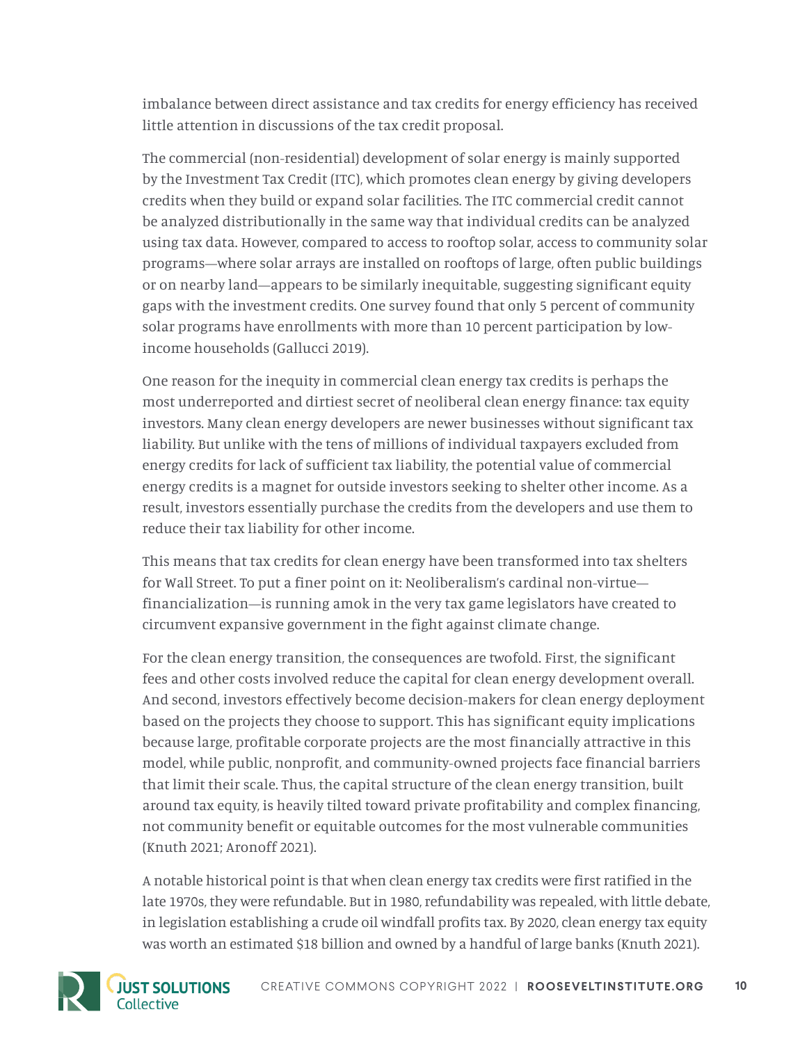imbalance between direct assistance and tax credits for energy efficiency has received little attention in discussions of the tax credit proposal.

The commercial (non-residential) development of solar energy is mainly supported by the Investment Tax Credit (ITC), which promotes clean energy by giving developers credits when they build or expand solar facilities. The ITC commercial credit cannot be analyzed distributionally in the same way that individual credits can be analyzed using tax data. However, compared to access to rooftop solar, access to community solar programs—where solar arrays are installed on rooftops of large, often public buildings or on nearby land—appears to be similarly inequitable, suggesting significant equity gaps with the investment credits. One survey found that only 5 percent of community solar programs have enrollments with more than 10 percent participation by low-income households (Gallucci 2019).

One reason for the inequity in commercial clean energy tax credits is perhaps the most underreported and dirtiest secret of neoliberal clean energy finance: tax equity investors. Many clean energy developers are newer businesses without significant tax liability. But unlike with the tens of millions of individual taxpayers excluded from energy credits for lack of sufficient tax liability, the potential value of commercial energy credits is a magnet for outside investors seeking to shelter other income. As a result, investors essentially purchase the credits from the developers and use them to reduce their tax liability for other income.

This means that tax credits for clean energy have been transformed into tax shelters for Wall Street. To put a finer point on it: Neoliberalism's cardinal non-virtue—financialization—is running amok in the very tax game legislators have created to circumvent expansive government in the fight against climate change.

For the clean energy transition, the consequences are twofold. First, the significant fees and other costs involved reduce the capital for clean energy development overall. And second, investors effectively become decision-makers for clean energy deployment based on the projects they choose to support. This has significant equity implications because large, profitable corporate projects are the most financially attractive in this model, while public, nonprofit, and community-owned projects face financial barriers that limit their scale. Thus, the capital structure of the clean energy transition, built around tax equity, is heavily tilted toward private profitability and complex financing, not community benefit or equitable outcomes for the most vulnerable communities (Knuth 2021; Aronoff 2021).

A notable historical point is that when clean energy tax credits were first ratified in the late 1970s, they were refundable. But in 1980, refundability was repealed, with little debate, in legislation establishing a crude oil windfall profits tax. By 2020, clean energy tax equity was worth an estimated $18 billion and owned by a handful of large banks (Knuth 2021).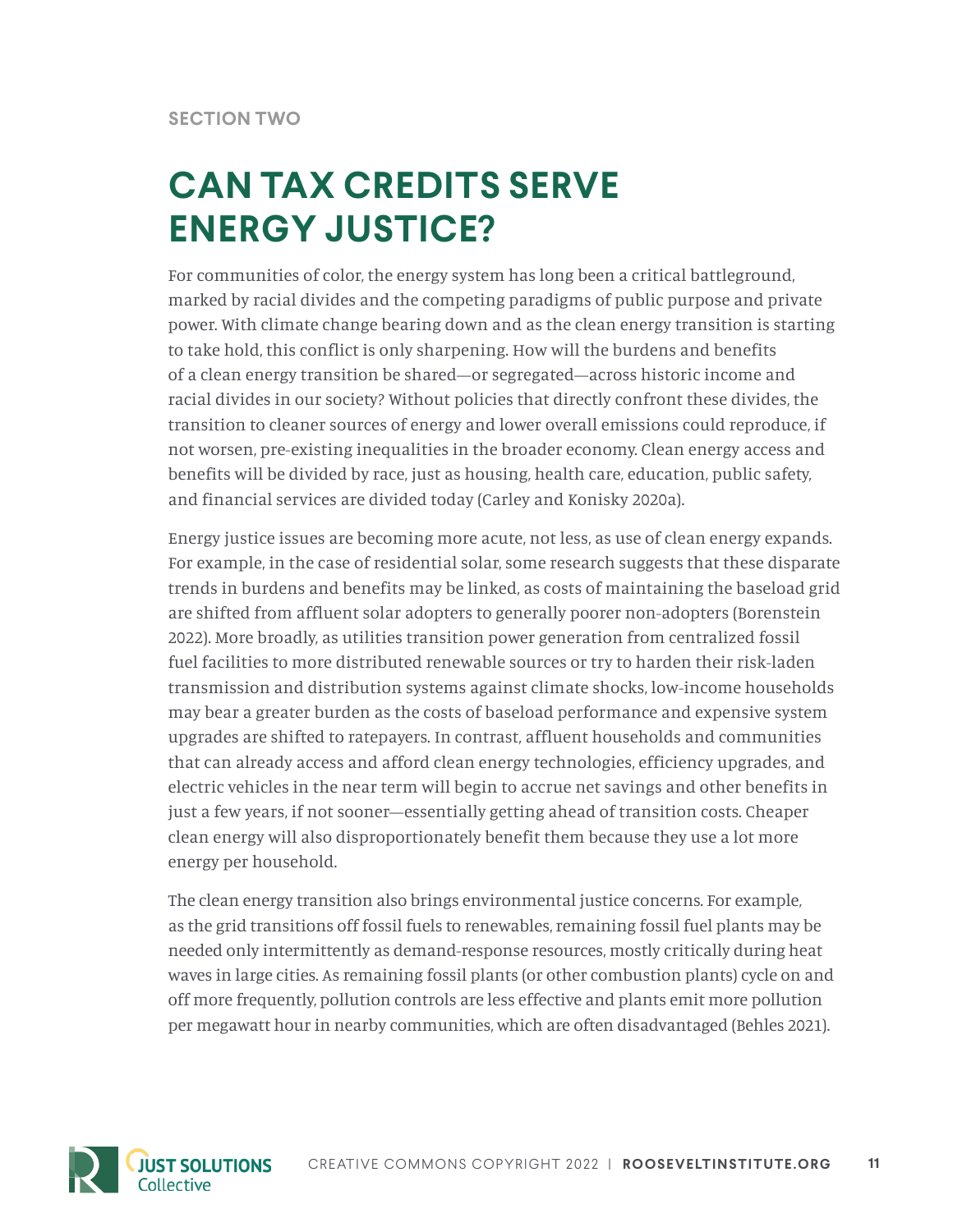SECTION TWO

# CAN TAX CREDITS SERVE ENERGY JUSTICE?

For communities of color, the energy system has long been a critical battleground, marked by racial divides and the competing paradigms of public purpose and private power. With climate change bearing down and as the clean energy transition is starting to take hold, this conflict is only sharpening. How will the burdens and benefits of a clean energy transition be shared—or segregated—across historic income and racial divides in our society? Without policies that directly confront these divides, the transition to cleaner sources of energy and lower overall emissions could reproduce, if not worsen, pre-existing inequalities in the broader economy. Clean energy access and benefits will be divided by race, just as housing, health care, education, public safety, and financial services are divided today (Carley and Konisky 2020a).

Energy justice issues are becoming more acute, not less, as use of clean energy expands. For example, in the case of residential solar, some research suggests that these disparate trends in burdens and benefits may be linked, as costs of maintaining the baseload grid are shifted from affluent solar adopters to generally poorer non-adopters (Borenstein 2022). More broadly, as utilities transition power generation from centralized fossil fuel facilities to more distributed renewable sources or try to harden their risk-laden transmission and distribution systems against climate shocks, low-income households may bear a greater burden as the costs of baseload performance and expensive system upgrades are shifted to ratepayers. In contrast, affluent households and communities that can already access and afford clean energy technologies, efficiency upgrades, and electric vehicles in the near term will begin to accrue net savings and other benefits in just a few years, if not sooner—essentially getting ahead of transition costs. Cheaper clean energy will also disproportionately benefit them because they use a lot more energy per household.

The clean energy transition also brings environmental justice concerns. For example, as the grid transitions off fossil fuels to renewables, remaining fossil fuel plants may be needed only intermittently as demand-response resources, mostly critically during heat waves in large cities. As remaining fossil plants (or other combustion plants) cycle on and off more frequently, pollution controls are less effective and plants emit more pollution per megawatt hour in nearby communities, which are often disadvantaged (Behles 2021).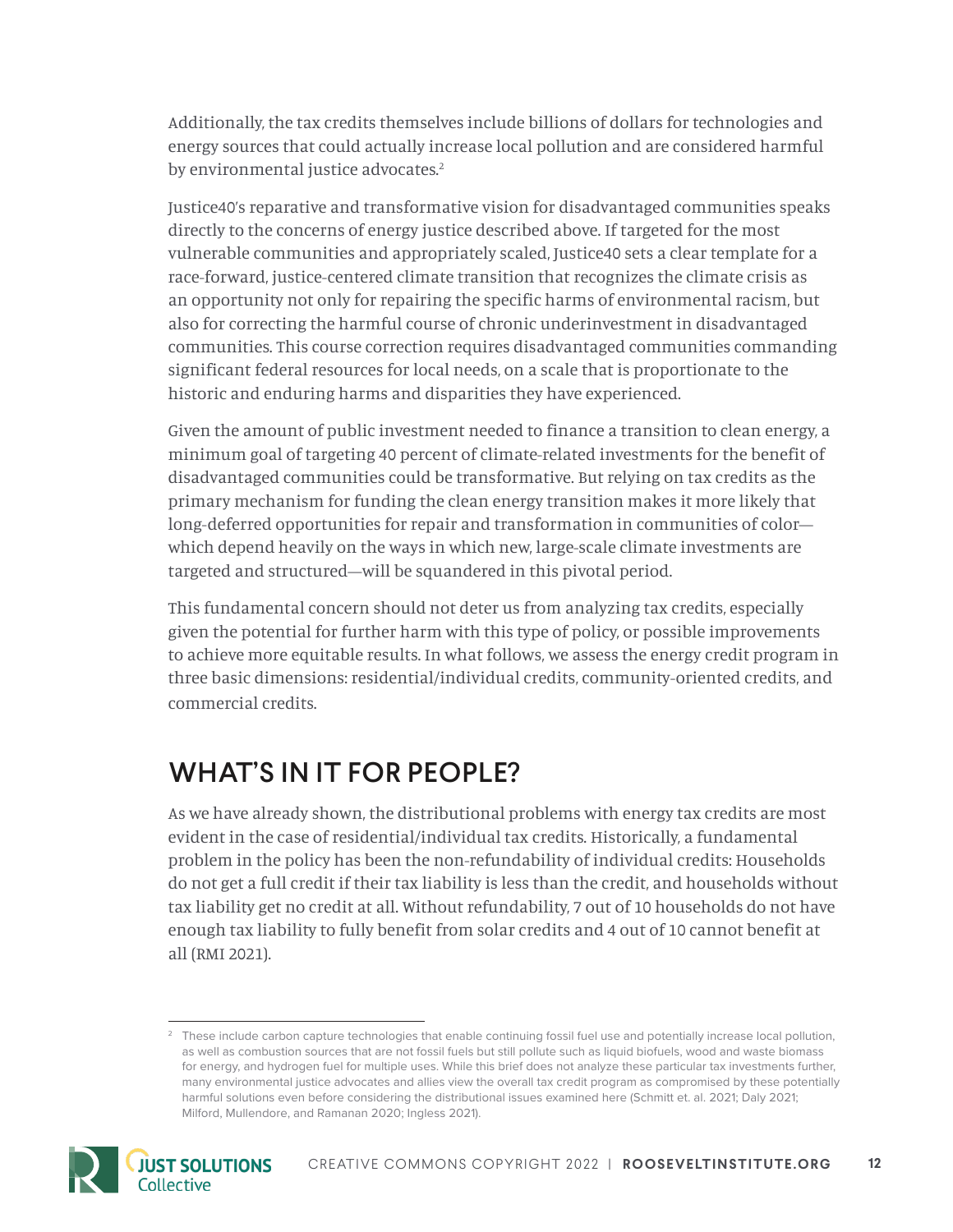Additionally, the tax credits themselves include billions of dollars for technologies and energy sources that could actually increase local pollution and are considered harmful by environmental justice advocates.[2]

Justice40's reparative and transformative vision for disadvantaged communities speaks directly to the concerns of energy justice described above. If targeted for the most vulnerable communities and appropriately scaled, Justice40 sets a clear template for a race-forward, justice-centered climate transition that recognizes the climate crisis as an opportunity not only for repairing the specific harms of environmental racism, but also for correcting the harmful course of chronic underinvestment in disadvantaged communities. This course correction requires disadvantaged communities commanding significant federal resources for local needs, on a scale that is proportionate to the historic and enduring harms and disparities they have experienced.

Given the amount of public investment needed to finance a transition to clean energy, a minimum goal of targeting 40 percent of climate-related investments for the benefit of disadvantaged communities could be transformative. But relying on tax credits as the primary mechanism for funding the clean energy transition makes it more likely that long-deferred opportunities for repair and transformation in communities of color—which depend heavily on the ways in which new, large-scale climate investments are targeted and structured—will be squandered in this pivotal period.

This fundamental concern should not deter us from analyzing tax credits, especially given the potential for further harm with this type of policy, or possible improvements to achieve more equitable results. In what follows, we assess the energy credit program in three basic dimensions: residential/individual credits, community-oriented credits, and commercial credits.

## WHAT'S IN IT FOR PEOPLE?

As we have already shown, the distributional problems with energy tax credits are most evident in the case of residential/individual tax credits. Historically, a fundamental problem in the policy has been the non-refundability of individual credits: Households do not get a full credit if their tax liability is less than the credit, and households without tax liability get no credit at all. Without refundability, 7 out of 10 households do not have enough tax liability to fully benefit from solar credits and 4 out of 10 cannot benefit at all (RMI 2021).

---

[2] These include carbon capture technologies that enable continuing fossil fuel use and potentially increase local pollution, as well as combustion sources that are not fossil fuels but still pollute such as liquid biofuels, wood and waste biomass for energy, and hydrogen fuel for multiple uses. While this brief does not analyze these particular tax investments further, many environmental justice advocates and allies view the overall tax credit program as compromised by these potentially harmful solutions even before considering the distributional issues examined here (Schmitt et. al. 2021; Daly 2021; Milford, Mullendore, and Ramanan 2020; Ingless 2021).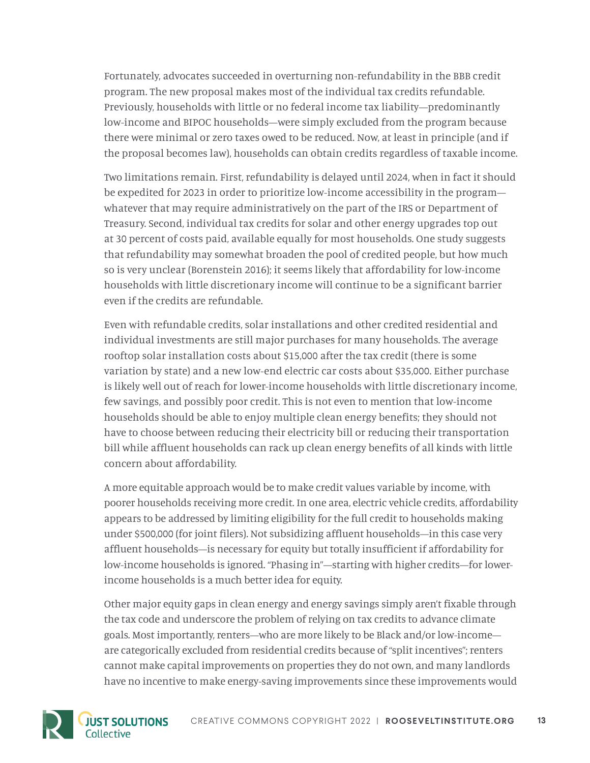Fortunately, advocates succeeded in overturning non-refundability in the BBB credit program. The new proposal makes most of the individual tax credits refundable. Previously, households with little or no federal income tax liability—predominantly low-income and BIPOC households—were simply excluded from the program because there were minimal or zero taxes owed to be reduced. Now, at least in principle (and if the proposal becomes law), households can obtain credits regardless of taxable income.

Two limitations remain. First, refundability is delayed until 2024, when in fact it should be expedited for 2023 in order to prioritize low-income accessibility in the program—whatever that may require administratively on the part of the IRS or Department of Treasury. Second, individual tax credits for solar and other energy upgrades top out at 30 percent of costs paid, available equally for most households. One study suggests that refundability may somewhat broaden the pool of credited people, but how much so is very unclear (Borenstein 2016); it seems likely that affordability for low-income households with little discretionary income will continue to be a significant barrier even if the credits are refundable.

Even with refundable credits, solar installations and other credited residential and individual investments are still major purchases for many households. The average rooftop solar installation costs about $15,000 after the tax credit (there is some variation by state) and a new low-end electric car costs about $35,000. Either purchase is likely well out of reach for lower-income households with little discretionary income, few savings, and possibly poor credit. This is not even to mention that low-income households should be able to enjoy multiple clean energy benefits; they should not have to choose between reducing their electricity bill or reducing their transportation bill while affluent households can rack up clean energy benefits of all kinds with little concern about affordability.

A more equitable approach would be to make credit values variable by income, with poorer households receiving more credit. In one area, electric vehicle credits, affordability appears to be addressed by limiting eligibility for the full credit to households making under $500,000 (for joint filers). Not subsidizing affluent households—in this case very affluent households—is necessary for equity but totally insufficient if affordability for low-income households is ignored. "Phasing in"—starting with higher credits—for lower-income households is a much better idea for equity.

Other major equity gaps in clean energy and energy savings simply aren't fixable through the tax code and underscore the problem of relying on tax credits to advance climate goals. Most importantly, renters—who are more likely to be Black and/or low-income—are categorically excluded from residential credits because of "split incentives"; renters cannot make capital improvements on properties they do not own, and many landlords have no incentive to make energy-saving improvements since these improvements would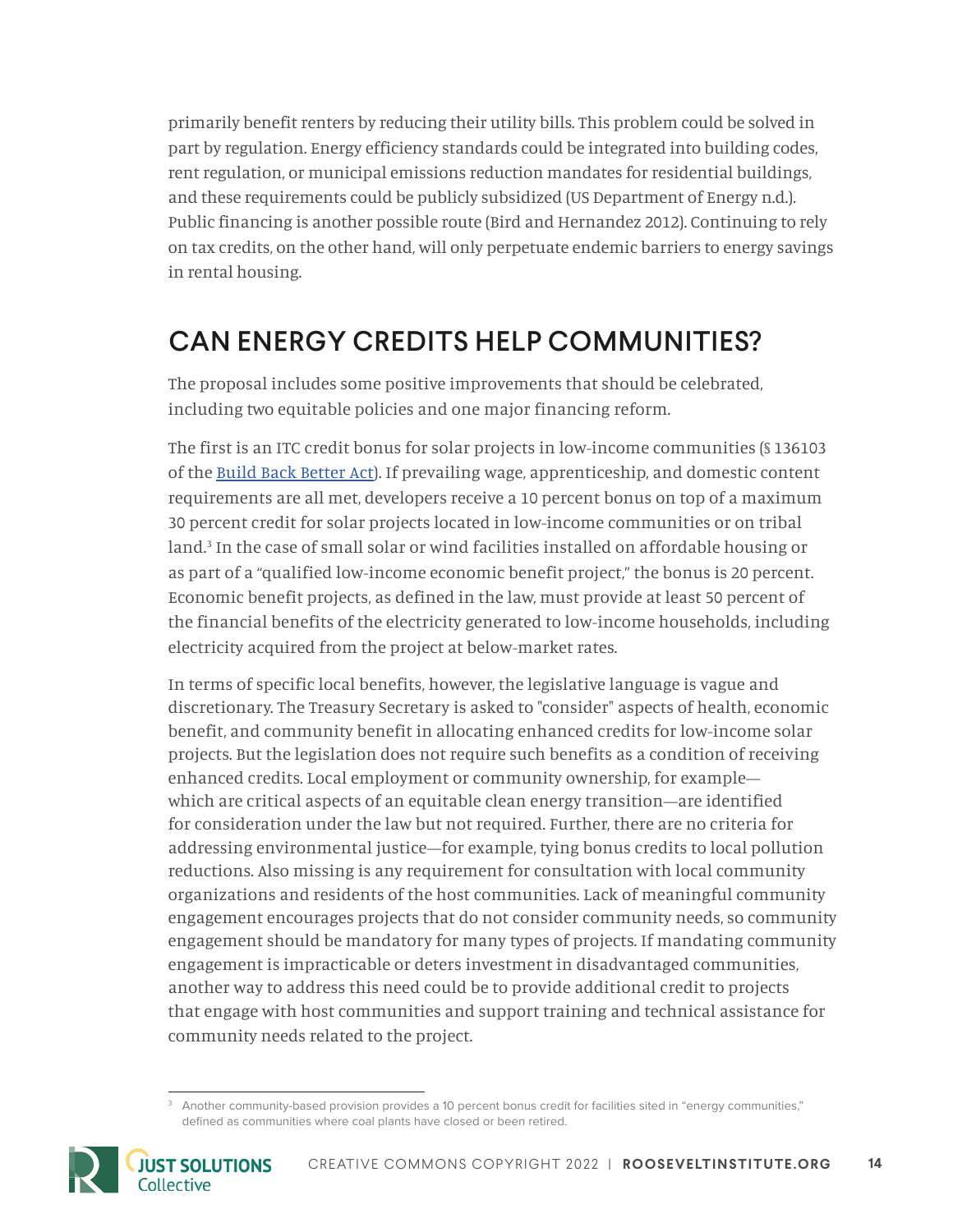primarily benefit renters by reducing their utility bills. This problem could be solved in part by regulation. Energy efficiency standards could be integrated into building codes, rent regulation, or municipal emissions reduction mandates for residential buildings, and these requirements could be publicly subsidized (US Department of Energy n.d.). Public financing is another possible route (Bird and Hernandez 2012). Continuing to rely on tax credits, on the other hand, will only perpetuate endemic barriers to energy savings in rental housing.

## CAN ENERGY CREDITS HELP COMMUNITIES?

The proposal includes some positive improvements that should be celebrated, including two equitable policies and one major financing reform.

The first is an ITC credit bonus for solar projects in low-income communities (§ 136103 of the Build Back Better Act). If prevailing wage, apprenticeship, and domestic content requirements are all met, developers receive a 10 percent bonus on top of a maximum 30 percent credit for solar projects located in low-income communities or on tribal land.[3] In the case of small solar or wind facilities installed on affordable housing or as part of a "qualified low-income economic benefit project," the bonus is 20 percent. Economic benefit projects, as defined in the law, must provide at least 50 percent of the financial benefits of the electricity generated to low-income households, including electricity acquired from the project at below-market rates.

In terms of specific local benefits, however, the legislative language is vague and discretionary. The Treasury Secretary is asked to "consider" aspects of health, economic benefit, and community benefit in allocating enhanced credits for low-income solar projects. But the legislation does not require such benefits as a condition of receiving enhanced credits. Local employment or community ownership, for example—which are critical aspects of an equitable clean energy transition—are identified for consideration under the law but not required. Further, there are no criteria for addressing environmental justice—for example, tying bonus credits to local pollution reductions. Also missing is any requirement for consultation with local community organizations and residents of the host communities. Lack of meaningful community engagement encourages projects that do not consider community needs, so community engagement should be mandatory for many types of projects. If mandating community engagement is impracticable or deters investment in disadvantaged communities, another way to address this need could be to provide additional credit to projects that engage with host communities and support training and technical assistance for community needs related to the project.

[3] Another community-based provision provides a 10 percent bonus credit for facilities sited in "energy communities," defined as communities where coal plants have closed or been retired.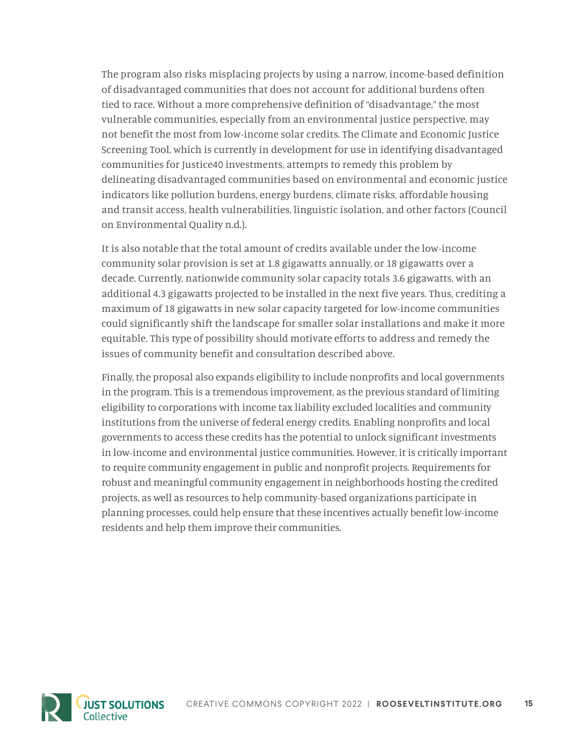The program also risks misplacing projects by using a narrow, income-based definition of disadvantaged communities that does not account for additional burdens often tied to race. Without a more comprehensive definition of "disadvantage," the most vulnerable communities, especially from an environmental justice perspective, may not benefit the most from low-income solar credits. The Climate and Economic Justice Screening Tool, which is currently in development for use in identifying disadvantaged communities for Justice40 investments, attempts to remedy this problem by delineating disadvantaged communities based on environmental and economic justice indicators like pollution burdens, energy burdens, climate risks, affordable housing and transit access, health vulnerabilities, linguistic isolation, and other factors (Council on Environmental Quality n.d.).

It is also notable that the total amount of credits available under the low-income community solar provision is set at 1.8 gigawatts annually, or 18 gigawatts over a decade. Currently, nationwide community solar capacity totals 3.6 gigawatts, with an additional 4.3 gigawatts projected to be installed in the next five years. Thus, crediting a maximum of 18 gigawatts in new solar capacity targeted for low-income communities could significantly shift the landscape for smaller solar installations and make it more equitable. This type of possibility should motivate efforts to address and remedy the issues of community benefit and consultation described above.

Finally, the proposal also expands eligibility to include nonprofits and local governments in the program. This is a tremendous improvement, as the previous standard of limiting eligibility to corporations with income tax liability excluded localities and community institutions from the universe of federal energy credits. Enabling nonprofits and local governments to access these credits has the potential to unlock significant investments in low-income and environmental justice communities. However, it is critically important to require community engagement in public and nonprofit projects. Requirements for robust and meaningful community engagement in neighborhoods hosting the credited projects, as well as resources to help community-based organizations participate in planning processes, could help ensure that these incentives actually benefit low-income residents and help them improve their communities.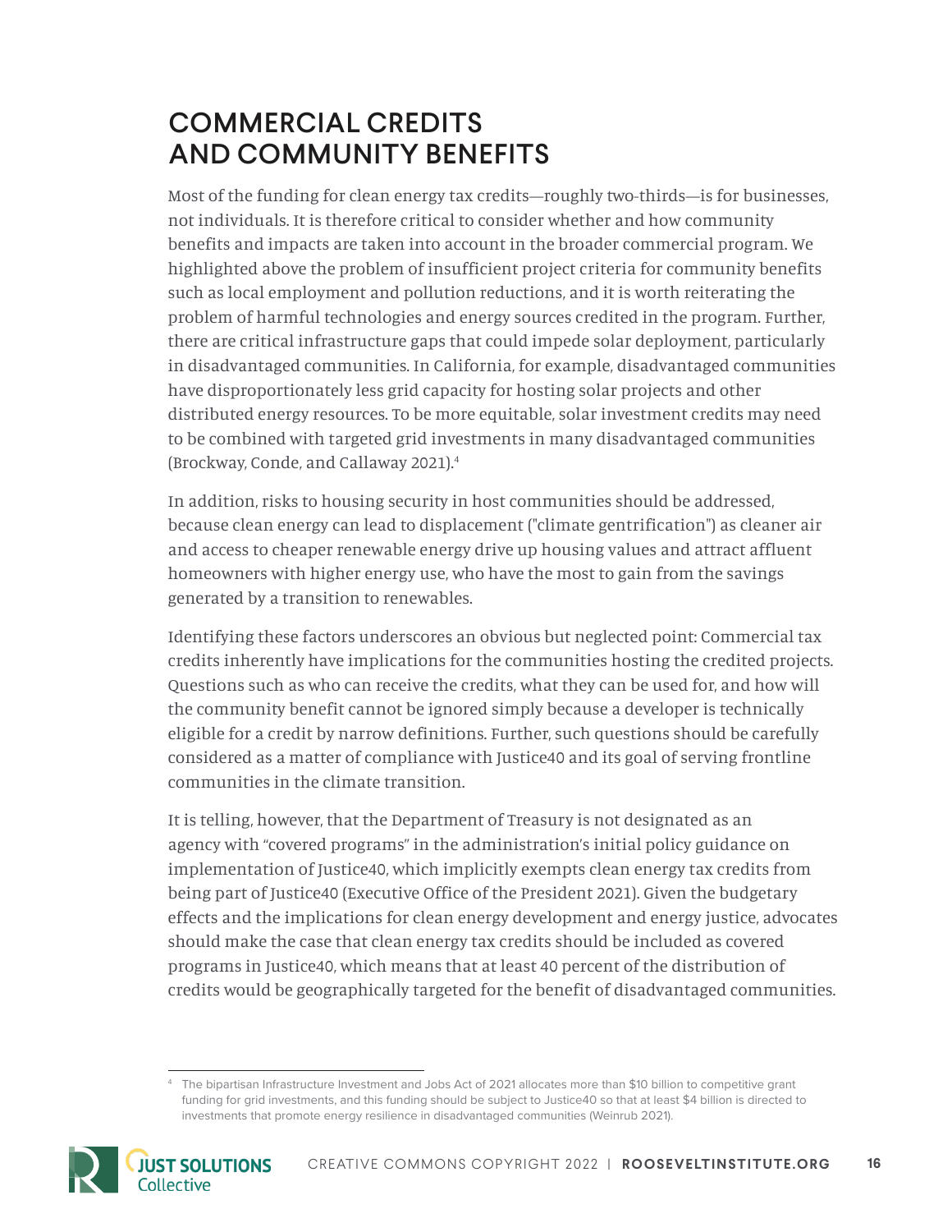## COMMERCIAL CREDITS AND COMMUNITY BENEFITS

Most of the funding for clean energy tax credits—roughly two-thirds—is for businesses, not individuals. It is therefore critical to consider whether and how community benefits and impacts are taken into account in the broader commercial program. We highlighted above the problem of insufficient project criteria for community benefits such as local employment and pollution reductions, and it is worth reiterating the problem of harmful technologies and energy sources credited in the program. Further, there are critical infrastructure gaps that could impede solar deployment, particularly in disadvantaged communities. In California, for example, disadvantaged communities have disproportionately less grid capacity for hosting solar projects and other distributed energy resources. To be more equitable, solar investment credits may need to be combined with targeted grid investments in many disadvantaged communities (Brockway, Conde, and Callaway 2021).[4]

In addition, risks to housing security in host communities should be addressed, because clean energy can lead to displacement ("climate gentrification") as cleaner air and access to cheaper renewable energy drive up housing values and attract affluent homeowners with higher energy use, who have the most to gain from the savings generated by a transition to renewables.

Identifying these factors underscores an obvious but neglected point: Commercial tax credits inherently have implications for the communities hosting the credited projects. Questions such as who can receive the credits, what they can be used for, and how will the community benefit cannot be ignored simply because a developer is technically eligible for a credit by narrow definitions. Further, such questions should be carefully considered as a matter of compliance with Justice40 and its goal of serving frontline communities in the climate transition.

It is telling, however, that the Department of Treasury is not designated as an agency with "covered programs" in the administration's initial policy guidance on implementation of Justice40, which implicitly exempts clean energy tax credits from being part of Justice40 (Executive Office of the President 2021). Given the budgetary effects and the implications for clean energy development and energy justice, advocates should make the case that clean energy tax credits should be included as covered programs in Justice40, which means that at least 40 percent of the distribution of credits would be geographically targeted for the benefit of disadvantaged communities.

---

[4] The bipartisan Infrastructure Investment and Jobs Act of 2021 allocates more than $10 billion to competitive grant funding for grid investments, and this funding should be subject to Justice40 so that at least $4 billion is directed to investments that promote energy resilience in disadvantaged communities (Weinrub 2021).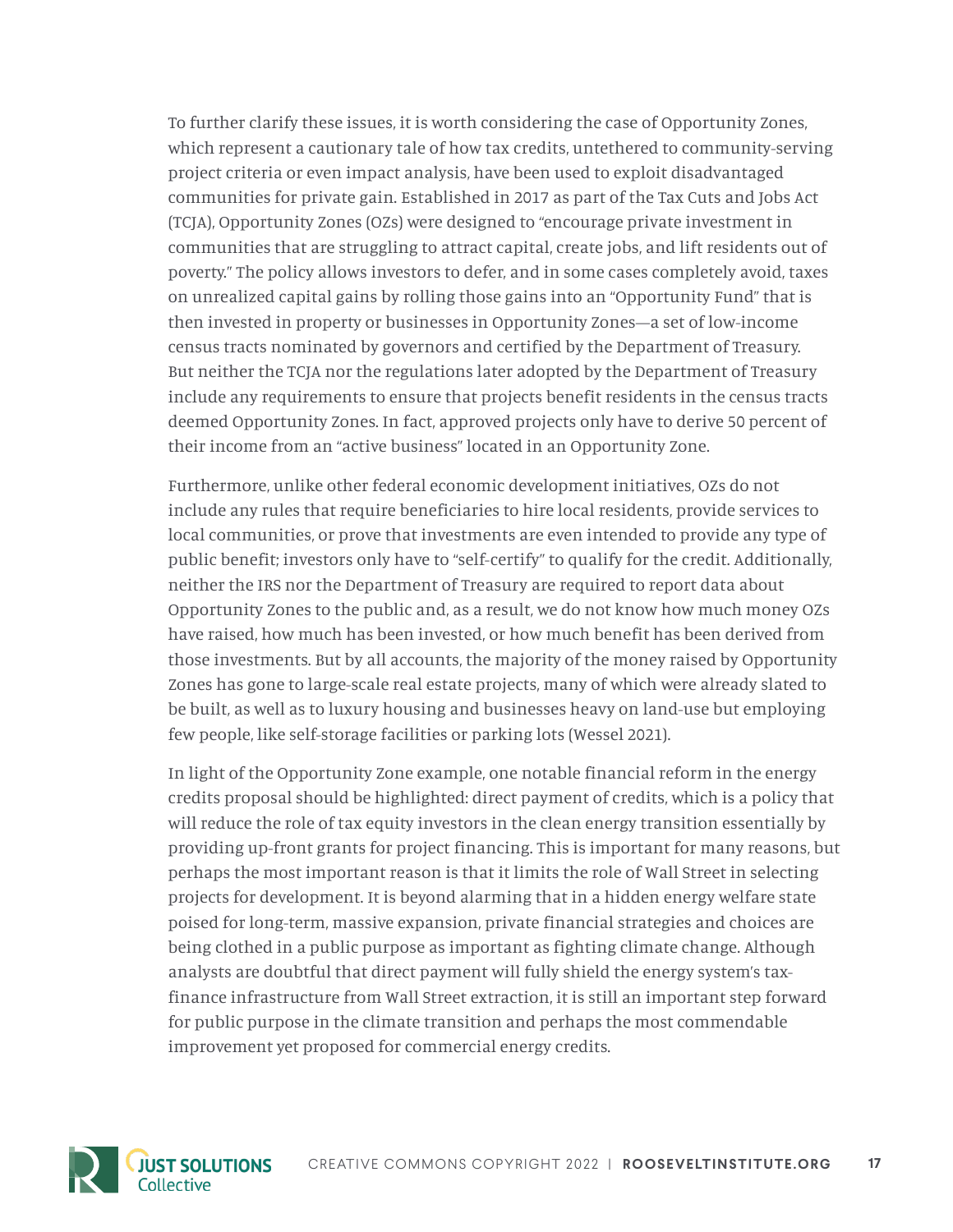To further clarify these issues, it is worth considering the case of Opportunity Zones, which represent a cautionary tale of how tax credits, untethered to community-serving project criteria or even impact analysis, have been used to exploit disadvantaged communities for private gain. Established in 2017 as part of the Tax Cuts and Jobs Act (TCJA), Opportunity Zones (OZs) were designed to "encourage private investment in communities that are struggling to attract capital, create jobs, and lift residents out of poverty." The policy allows investors to defer, and in some cases completely avoid, taxes on unrealized capital gains by rolling those gains into an "Opportunity Fund" that is then invested in property or businesses in Opportunity Zones—a set of low-income census tracts nominated by governors and certified by the Department of Treasury. But neither the TCJA nor the regulations later adopted by the Department of Treasury include any requirements to ensure that projects benefit residents in the census tracts deemed Opportunity Zones. In fact, approved projects only have to derive 50 percent of their income from an "active business" located in an Opportunity Zone.

Furthermore, unlike other federal economic development initiatives, OZs do not include any rules that require beneficiaries to hire local residents, provide services to local communities, or prove that investments are even intended to provide any type of public benefit; investors only have to "self-certify" to qualify for the credit. Additionally, neither the IRS nor the Department of Treasury are required to report data about Opportunity Zones to the public and, as a result, we do not know how much money OZs have raised, how much has been invested, or how much benefit has been derived from those investments. But by all accounts, the majority of the money raised by Opportunity Zones has gone to large-scale real estate projects, many of which were already slated to be built, as well as to luxury housing and businesses heavy on land-use but employing few people, like self-storage facilities or parking lots (Wessel 2021).

In light of the Opportunity Zone example, one notable financial reform in the energy credits proposal should be highlighted: direct payment of credits, which is a policy that will reduce the role of tax equity investors in the clean energy transition essentially by providing up-front grants for project financing. This is important for many reasons, but perhaps the most important reason is that it limits the role of Wall Street in selecting projects for development. It is beyond alarming that in a hidden energy welfare state poised for long-term, massive expansion, private financial strategies and choices are being clothed in a public purpose as important as fighting climate change. Although analysts are doubtful that direct payment will fully shield the energy system's tax-finance infrastructure from Wall Street extraction, it is still an important step forward for public purpose in the climate transition and perhaps the most commendable improvement yet proposed for commercial energy credits.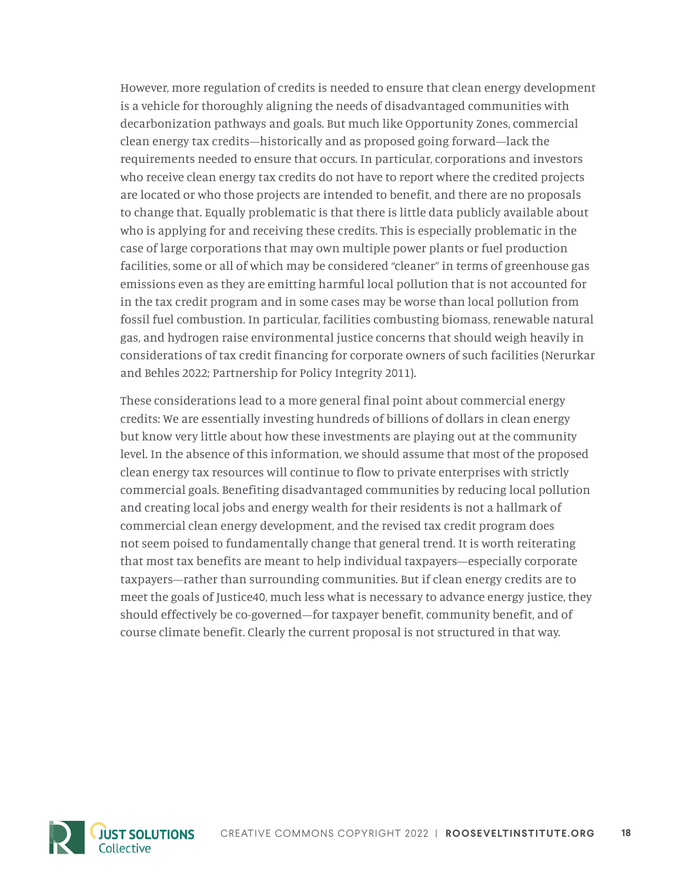However, more regulation of credits is needed to ensure that clean energy development is a vehicle for thoroughly aligning the needs of disadvantaged communities with decarbonization pathways and goals. But much like Opportunity Zones, commercial clean energy tax credits—historically and as proposed going forward—lack the requirements needed to ensure that occurs. In particular, corporations and investors who receive clean energy tax credits do not have to report where the credited projects are located or who those projects are intended to benefit, and there are no proposals to change that. Equally problematic is that there is little data publicly available about who is applying for and receiving these credits. This is especially problematic in the case of large corporations that may own multiple power plants or fuel production facilities, some or all of which may be considered "cleaner" in terms of greenhouse gas emissions even as they are emitting harmful local pollution that is not accounted for in the tax credit program and in some cases may be worse than local pollution from fossil fuel combustion. In particular, facilities combusting biomass, renewable natural gas, and hydrogen raise environmental justice concerns that should weigh heavily in considerations of tax credit financing for corporate owners of such facilities (Nerurkar and Behles 2022; Partnership for Policy Integrity 2011).

These considerations lead to a more general final point about commercial energy credits: We are essentially investing hundreds of billions of dollars in clean energy but know very little about how these investments are playing out at the community level. In the absence of this information, we should assume that most of the proposed clean energy tax resources will continue to flow to private enterprises with strictly commercial goals. Benefiting disadvantaged communities by reducing local pollution and creating local jobs and energy wealth for their residents is not a hallmark of commercial clean energy development, and the revised tax credit program does not seem poised to fundamentally change that general trend. It is worth reiterating that most tax benefits are meant to help individual taxpayers—especially corporate taxpayers—rather than surrounding communities. But if clean energy credits are to meet the goals of Justice40, much less what is necessary to advance energy justice, they should effectively be co-governed—for taxpayer benefit, community benefit, and of course climate benefit. Clearly the current proposal is not structured in that way.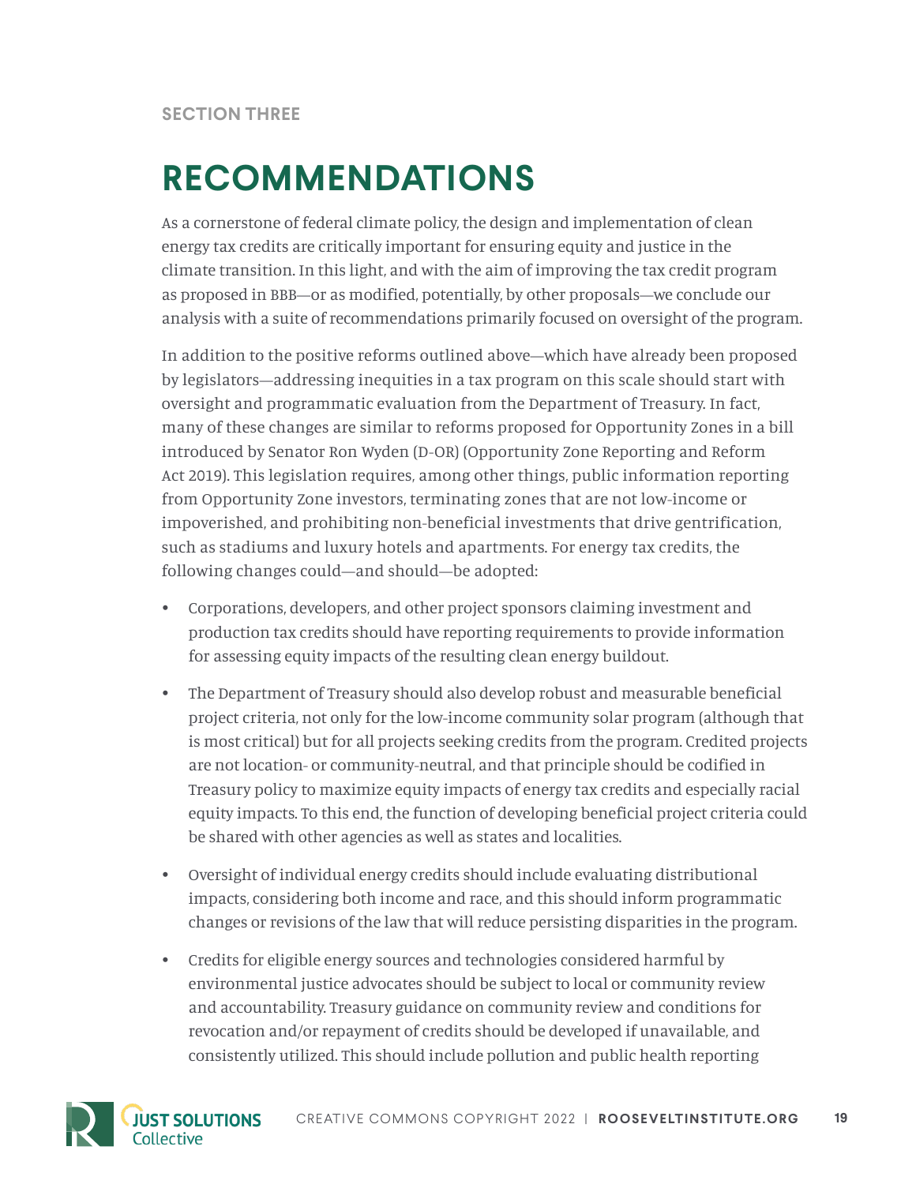SECTION THREE

# RECOMMENDATIONS

As a cornerstone of federal climate policy, the design and implementation of clean energy tax credits are critically important for ensuring equity and justice in the climate transition. In this light, and with the aim of improving the tax credit program as proposed in BBB—or as modified, potentially, by other proposals—we conclude our analysis with a suite of recommendations primarily focused on oversight of the program.

In addition to the positive reforms outlined above—which have already been proposed by legislators—addressing inequities in a tax program on this scale should start with oversight and programmatic evaluation from the Department of Treasury. In fact, many of these changes are similar to reforms proposed for Opportunity Zones in a bill introduced by Senator Ron Wyden (D-OR) (Opportunity Zone Reporting and Reform Act 2019). This legislation requires, among other things, public information reporting from Opportunity Zone investors, terminating zones that are not low-income or impoverished, and prohibiting non-beneficial investments that drive gentrification, such as stadiums and luxury hotels and apartments. For energy tax credits, the following changes could—and should—be adopted:

- Corporations, developers, and other project sponsors claiming investment and production tax credits should have reporting requirements to provide information for assessing equity impacts of the resulting clean energy buildout.
- The Department of Treasury should also develop robust and measurable beneficial project criteria, not only for the low-income community solar program (although that is most critical) but for all projects seeking credits from the program. Credited projects are not location- or community-neutral, and that principle should be codified in Treasury policy to maximize equity impacts of energy tax credits and especially racial equity impacts. To this end, the function of developing beneficial project criteria could be shared with other agencies as well as states and localities.
- Oversight of individual energy credits should include evaluating distributional impacts, considering both income and race, and this should inform programmatic changes or revisions of the law that will reduce persisting disparities in the program.
- Credits for eligible energy sources and technologies considered harmful by environmental justice advocates should be subject to local or community review and accountability. Treasury guidance on community review and conditions for revocation and/or repayment of credits should be developed if unavailable, and consistently utilized. This should include pollution and public health reporting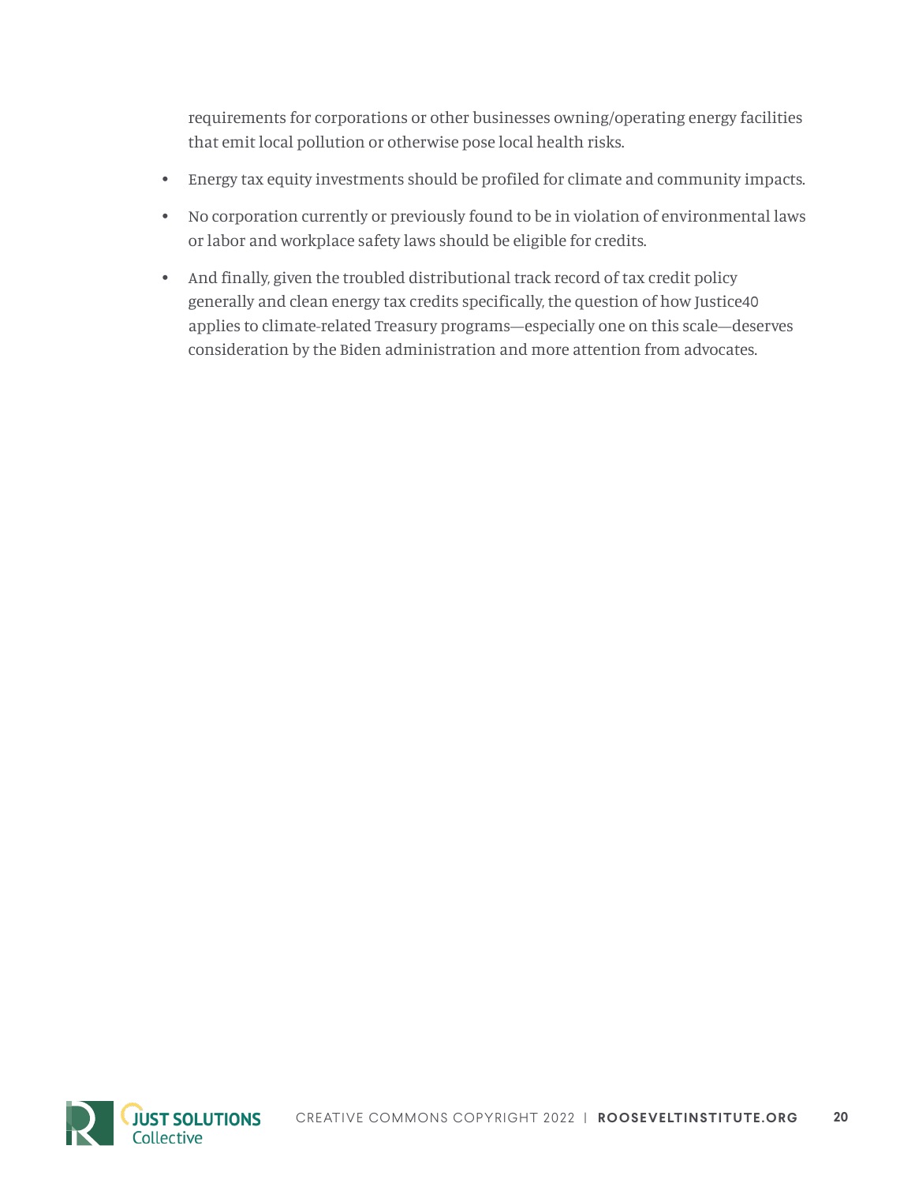requirements for corporations or other businesses owning/operating energy facilities that emit local pollution or otherwise pose local health risks.

- Energy tax equity investments should be profiled for climate and community impacts.
- No corporation currently or previously found to be in violation of environmental laws or labor and workplace safety laws should be eligible for credits.
- And finally, given the troubled distributional track record of tax credit policy generally and clean energy tax credits specifically, the question of how Justice40 applies to climate-related Treasury programs—especially one on this scale—deserves consideration by the Biden administration and more attention from advocates.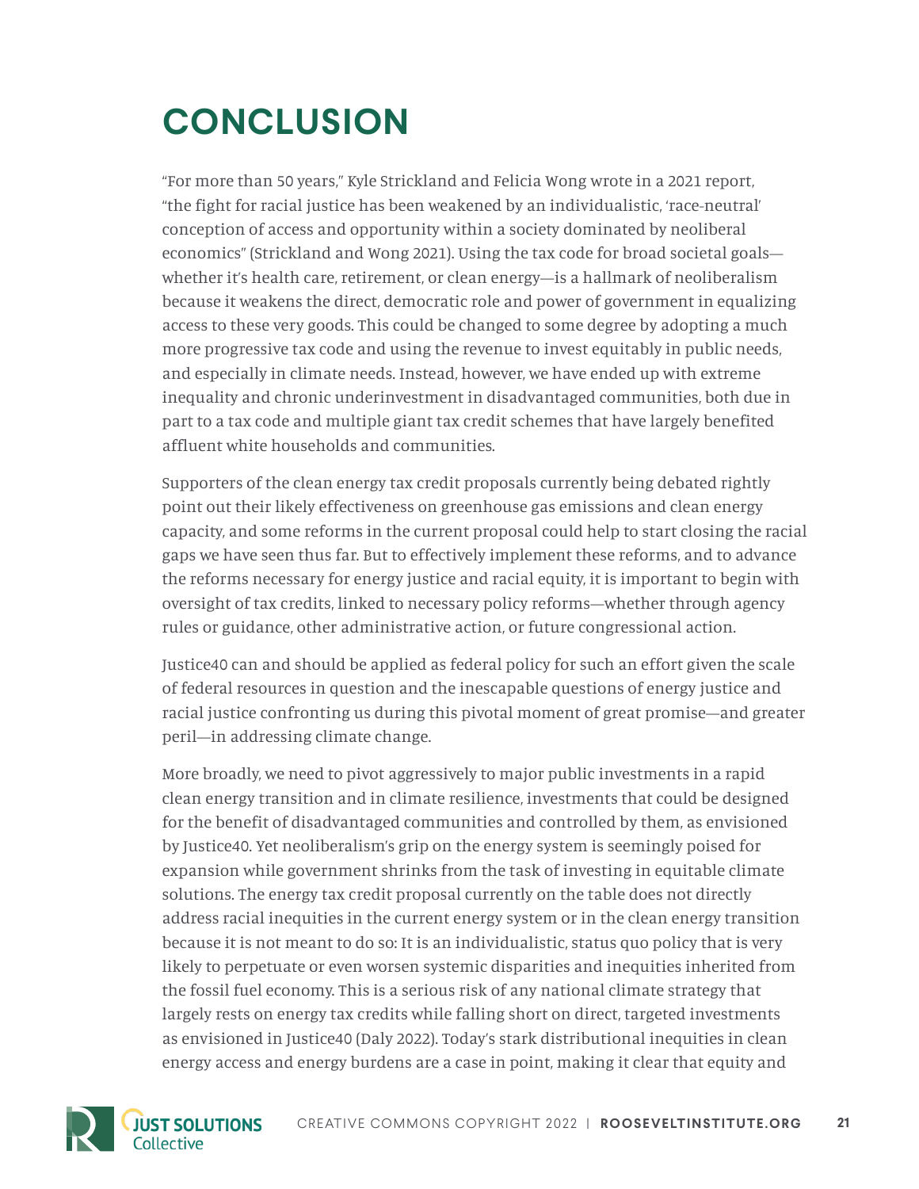# CONCLUSION

"For more than 50 years," Kyle Strickland and Felicia Wong wrote in a 2021 report, "the fight for racial justice has been weakened by an individualistic, 'race-neutral' conception of access and opportunity within a society dominated by neoliberal economics" (Strickland and Wong 2021). Using the tax code for broad societal goals—whether it's health care, retirement, or clean energy—is a hallmark of neoliberalism because it weakens the direct, democratic role and power of government in equalizing access to these very goods. This could be changed to some degree by adopting a much more progressive tax code and using the revenue to invest equitably in public needs, and especially in climate needs. Instead, however, we have ended up with extreme inequality and chronic underinvestment in disadvantaged communities, both due in part to a tax code and multiple giant tax credit schemes that have largely benefited affluent white households and communities.

Supporters of the clean energy tax credit proposals currently being debated rightly point out their likely effectiveness on greenhouse gas emissions and clean energy capacity, and some reforms in the current proposal could help to start closing the racial gaps we have seen thus far. But to effectively implement these reforms, and to advance the reforms necessary for energy justice and racial equity, it is important to begin with oversight of tax credits, linked to necessary policy reforms—whether through agency rules or guidance, other administrative action, or future congressional action.

Justice40 can and should be applied as federal policy for such an effort given the scale of federal resources in question and the inescapable questions of energy justice and racial justice confronting us during this pivotal moment of great promise—and greater peril—in addressing climate change.

More broadly, we need to pivot aggressively to major public investments in a rapid clean energy transition and in climate resilience, investments that could be designed for the benefit of disadvantaged communities and controlled by them, as envisioned by Justice40. Yet neoliberalism's grip on the energy system is seemingly poised for expansion while government shrinks from the task of investing in equitable climate solutions. The energy tax credit proposal currently on the table does not directly address racial inequities in the current energy system or in the clean energy transition because it is not meant to do so: It is an individualistic, status quo policy that is very likely to perpetuate or even worsen systemic disparities and inequities inherited from the fossil fuel economy. This is a serious risk of any national climate strategy that largely rests on energy tax credits while falling short on direct, targeted investments as envisioned in Justice40 (Daly 2022). Today's stark distributional inequities in clean energy access and energy burdens are a case in point, making it clear that equity and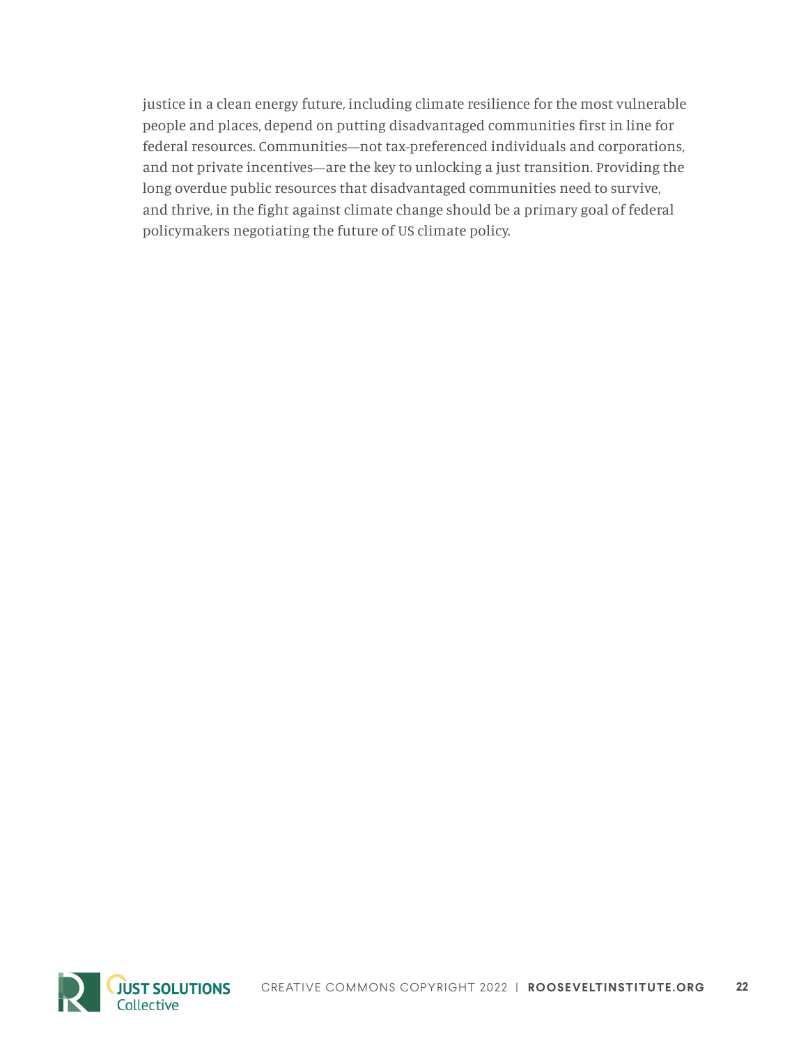justice in a clean energy future, including climate resilience for the most vulnerable people and places, depend on putting disadvantaged communities first in line for federal resources. Communities—not tax-preferenced individuals and corporations, and not private incentives—are the key to unlocking a just transition. Providing the long overdue public resources that disadvantaged communities need to survive, and thrive, in the fight against climate change should be a primary goal of federal policymakers negotiating the future of US climate policy.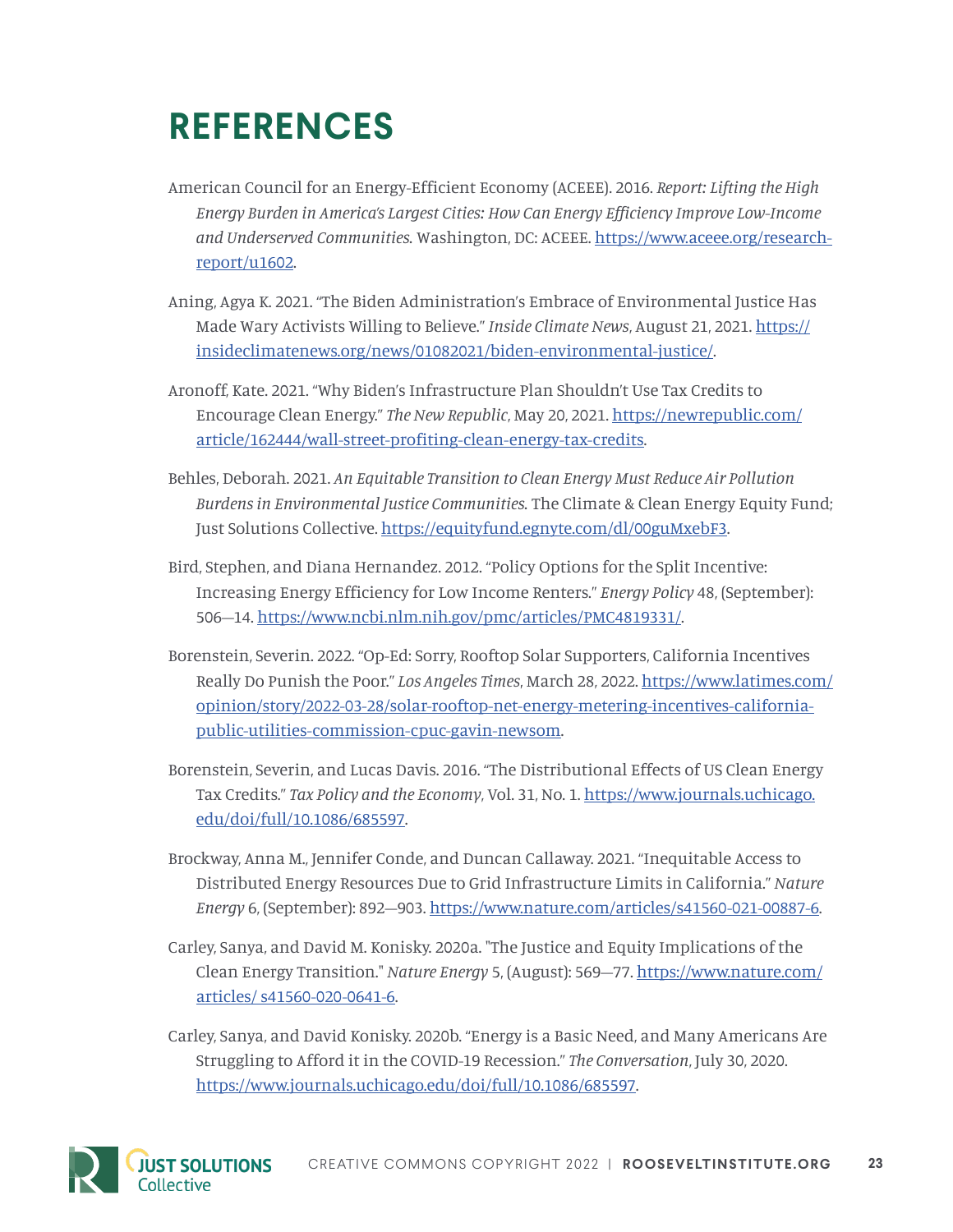# REFERENCES

American Council for an Energy-Efficient Economy (ACEEE). 2016. *Report: Lifting the High Energy Burden in America's Largest Cities: How Can Energy Efficiency Improve Low-Income and Underserved Communities.* Washington, DC: ACEEE. https://www.aceee.org/research-report/u1602.

Aning, Agya K. 2021. "The Biden Administration's Embrace of Environmental Justice Has Made Wary Activists Willing to Believe." *Inside Climate News*, August 21, 2021. https://insideclimatenews.org/news/01082021/biden-environmental-justice/.

Aronoff, Kate. 2021. "Why Biden's Infrastructure Plan Shouldn't Use Tax Credits to Encourage Clean Energy." *The New Republic*, May 20, 2021. https://newrepublic.com/article/162444/wall-street-profiting-clean-energy-tax-credits.

Behles, Deborah. 2021. *An Equitable Transition to Clean Energy Must Reduce Air Pollution Burdens in Environmental Justice Communities.* The Climate & Clean Energy Equity Fund; Just Solutions Collective. https://equityfund.egnyte.com/dl/00guMxebF3.

Bird, Stephen, and Diana Hernandez. 2012. "Policy Options for the Split Incentive: Increasing Energy Efficiency for Low Income Renters." *Energy Policy* 48, (September): 506—14. https://www.ncbi.nlm.nih.gov/pmc/articles/PMC4819331/.

Borenstein, Severin. 2022. "Op-Ed: Sorry, Rooftop Solar Supporters, California Incentives Really Do Punish the Poor." *Los Angeles Times*, March 28, 2022. https://www.latimes.com/opinion/story/2022-03-28/solar-rooftop-net-energy-metering-incentives-california-public-utilities-commission-cpuc-gavin-newsom.

Borenstein, Severin, and Lucas Davis. 2016. "The Distributional Effects of US Clean Energy Tax Credits." *Tax Policy and the Economy*, Vol. 31, No. 1. https://www.journals.uchicago.edu/doi/full/10.1086/685597.

Brockway, Anna M., Jennifer Conde, and Duncan Callaway. 2021. "Inequitable Access to Distributed Energy Resources Due to Grid Infrastructure Limits in California." *Nature Energy* 6, (September): 892—903. https://www.nature.com/articles/s41560-021-00887-6.

Carley, Sanya, and David M. Konisky. 2020a. "The Justice and Equity Implications of the Clean Energy Transition." *Nature Energy* 5, (August): 569—77. https://www.nature.com/articles/ s41560-020-0641-6.

Carley, Sanya, and David Konisky. 2020b. "Energy is a Basic Need, and Many Americans Are Struggling to Afford it in the COVID-19 Recession." *The Conversation*, July 30, 2020. https://www.journals.uchicago.edu/doi/full/10.1086/685597.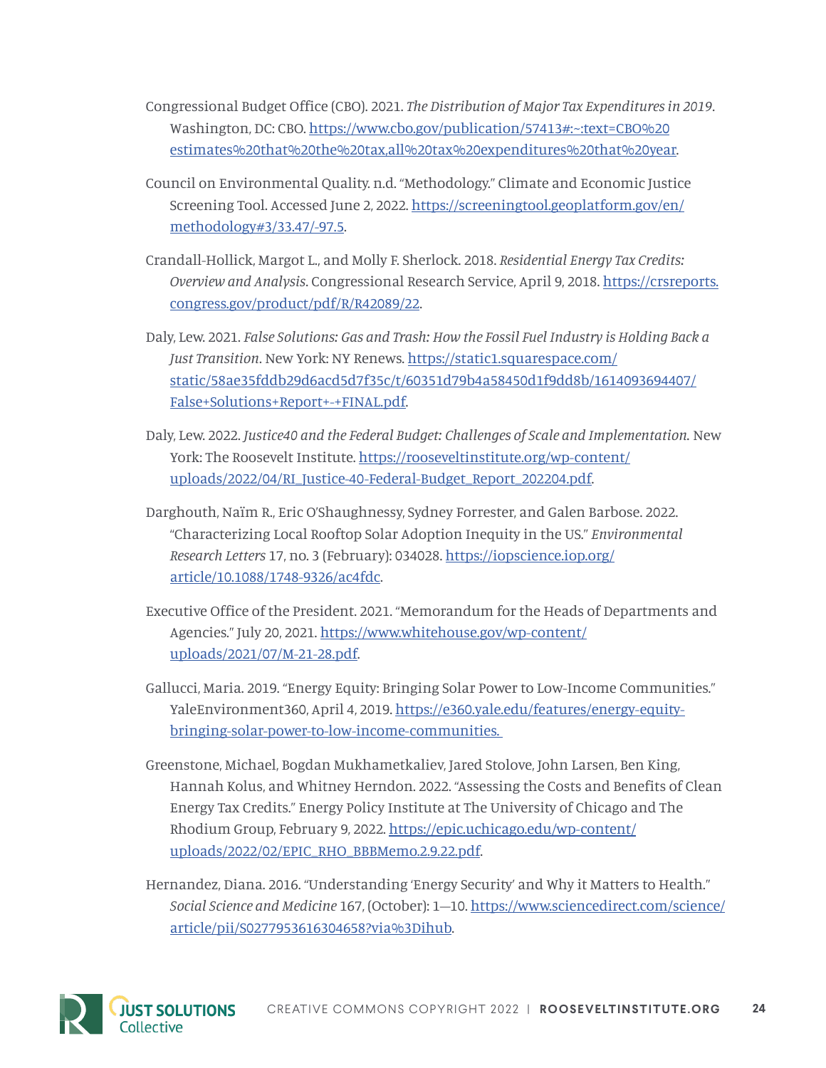Congressional Budget Office (CBO). 2021. *The Distribution of Major Tax Expenditures in 2019*. Washington, DC: CBO. https://www.cbo.gov/publication/57413#:~:text=CBO%20estimates%20that%20the%20tax,all%20tax%20expenditures%20that%20year.

Council on Environmental Quality. n.d. "Methodology." Climate and Economic Justice Screening Tool. Accessed June 2, 2022. https://screeningtool.geoplatform.gov/en/methodology#3/33.47/-97.5.

Crandall-Hollick, Margot L., and Molly F. Sherlock. 2018. *Residential Energy Tax Credits: Overview and Analysis*. Congressional Research Service, April 9, 2018. https://crsreports.congress.gov/product/pdf/R/R42089/22.

Daly, Lew. 2021. *False Solutions: Gas and Trash: How the Fossil Fuel Industry is Holding Back a Just Transition*. New York: NY Renews. https://static1.squarespace.com/static/58ae35fddb29d6acd5d7f35c/t/60351d79b4a58450d1f9dd8b/1614093694407/False+Solutions+Report+-+FINAL.pdf.

Daly, Lew. 2022. *Justice40 and the Federal Budget: Challenges of Scale and Implementation*. New York: The Roosevelt Institute. https://rooseveltinstitute.org/wp-content/uploads/2022/04/RI_Justice-40-Federal-Budget_Report_202204.pdf.

Darghouth, Naïm R., Eric O'Shaughnessy, Sydney Forrester, and Galen Barbose. 2022. "Characterizing Local Rooftop Solar Adoption Inequity in the US." *Environmental Research Letters* 17, no. 3 (February): 034028. https://iopscience.iop.org/article/10.1088/1748-9326/ac4fdc.

Executive Office of the President. 2021. "Memorandum for the Heads of Departments and Agencies." July 20, 2021. https://www.whitehouse.gov/wp-content/uploads/2021/07/M-21-28.pdf.

Gallucci, Maria. 2019. "Energy Equity: Bringing Solar Power to Low-Income Communities." YaleEnvironment360, April 4, 2019. https://e360.yale.edu/features/energy-equity-bringing-solar-power-to-low-income-communities.

Greenstone, Michael, Bogdan Mukhametkaliev, Jared Stolove, John Larsen, Ben King, Hannah Kolus, and Whitney Herndon. 2022. "Assessing the Costs and Benefits of Clean Energy Tax Credits." Energy Policy Institute at The University of Chicago and The Rhodium Group, February 9, 2022. https://epic.uchicago.edu/wp-content/uploads/2022/02/EPIC_RHO_BBBMemo.2.9.22.pdf.

Hernandez, Diana. 2016. "Understanding 'Energy Security' and Why it Matters to Health." *Social Science and Medicine* 167, (October): 1—10. https://www.sciencedirect.com/science/article/pii/S0277953616304658?via%3Dihub.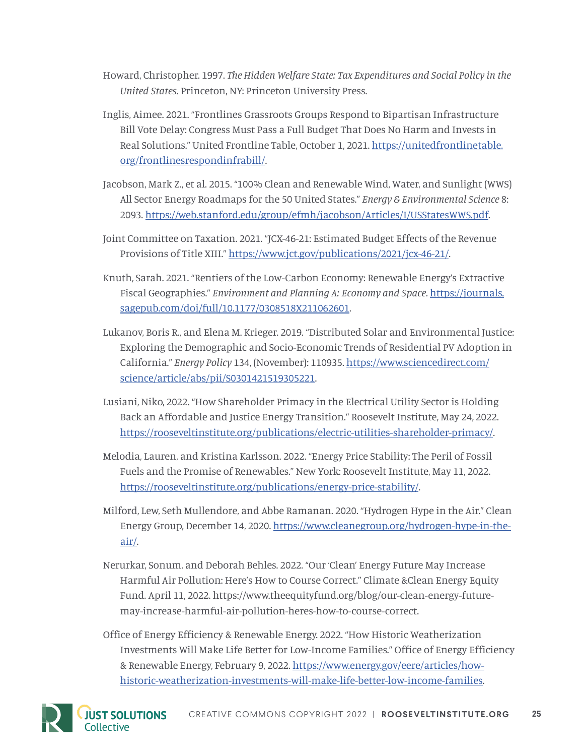Howard, Christopher. 1997. *The Hidden Welfare State: Tax Expenditures and Social Policy in the United States*. Princeton, NY: Princeton University Press.

Inglis, Aimee. 2021. "Frontlines Grassroots Groups Respond to Bipartisan Infrastructure Bill Vote Delay: Congress Must Pass a Full Budget That Does No Harm and Invests in Real Solutions." United Frontline Table, October 1, 2021. https://unitedfrontlinetable.org/frontlinesrespondinfrabill/.

Jacobson, Mark Z., et al. 2015. "100% Clean and Renewable Wind, Water, and Sunlight (WWS) All Sector Energy Roadmaps for the 50 United States." *Energy & Environmental Science* 8: 2093. https://web.stanford.edu/group/efmh/jacobson/Articles/I/USStatesWWS.pdf.

Joint Committee on Taxation. 2021. "JCX-46-21: Estimated Budget Effects of the Revenue Provisions of Title XIII." https://www.jct.gov/publications/2021/jcx-46-21/.

Knuth, Sarah. 2021. "Rentiers of the Low-Carbon Economy: Renewable Energy's Extractive Fiscal Geographies." *Environment and Planning A: Economy and Space*. https://journals.sagepub.com/doi/full/10.1177/0308518X211062601.

Lukanov, Boris R., and Elena M. Krieger. 2019. "Distributed Solar and Environmental Justice: Exploring the Demographic and Socio-Economic Trends of Residential PV Adoption in California." *Energy Policy* 134, (November): 110935. https://www.sciencedirect.com/science/article/abs/pii/S0301421519305221.

Lusiani, Niko, 2022. "How Shareholder Primacy in the Electrical Utility Sector is Holding Back an Affordable and Justice Energy Transition." Roosevelt Institute, May 24, 2022. https://rooseveltinstitute.org/publications/electric-utilities-shareholder-primacy/.

Melodia, Lauren, and Kristina Karlsson. 2022. "Energy Price Stability: The Peril of Fossil Fuels and the Promise of Renewables." New York: Roosevelt Institute, May 11, 2022. https://rooseveltinstitute.org/publications/energy-price-stability/.

Milford, Lew, Seth Mullendore, and Abbe Ramanan. 2020. "Hydrogen Hype in the Air." Clean Energy Group, December 14, 2020. https://www.cleanegroup.org/hydrogen-hype-in-the-air/.

Nerurkar, Sonum, and Deborah Behles. 2022. "Our 'Clean' Energy Future May Increase Harmful Air Pollution: Here's How to Course Correct." Climate &Clean Energy Equity Fund. April 11, 2022. https://www.theequityfund.org/blog/our-clean-energy-future-may-increase-harmful-air-pollution-heres-how-to-course-correct.

Office of Energy Efficiency & Renewable Energy. 2022. "How Historic Weatherization Investments Will Make Life Better for Low-Income Families." Office of Energy Efficiency & Renewable Energy, February 9, 2022. https://www.energy.gov/eere/articles/how-historic-weatherization-investments-will-make-life-better-low-income-families.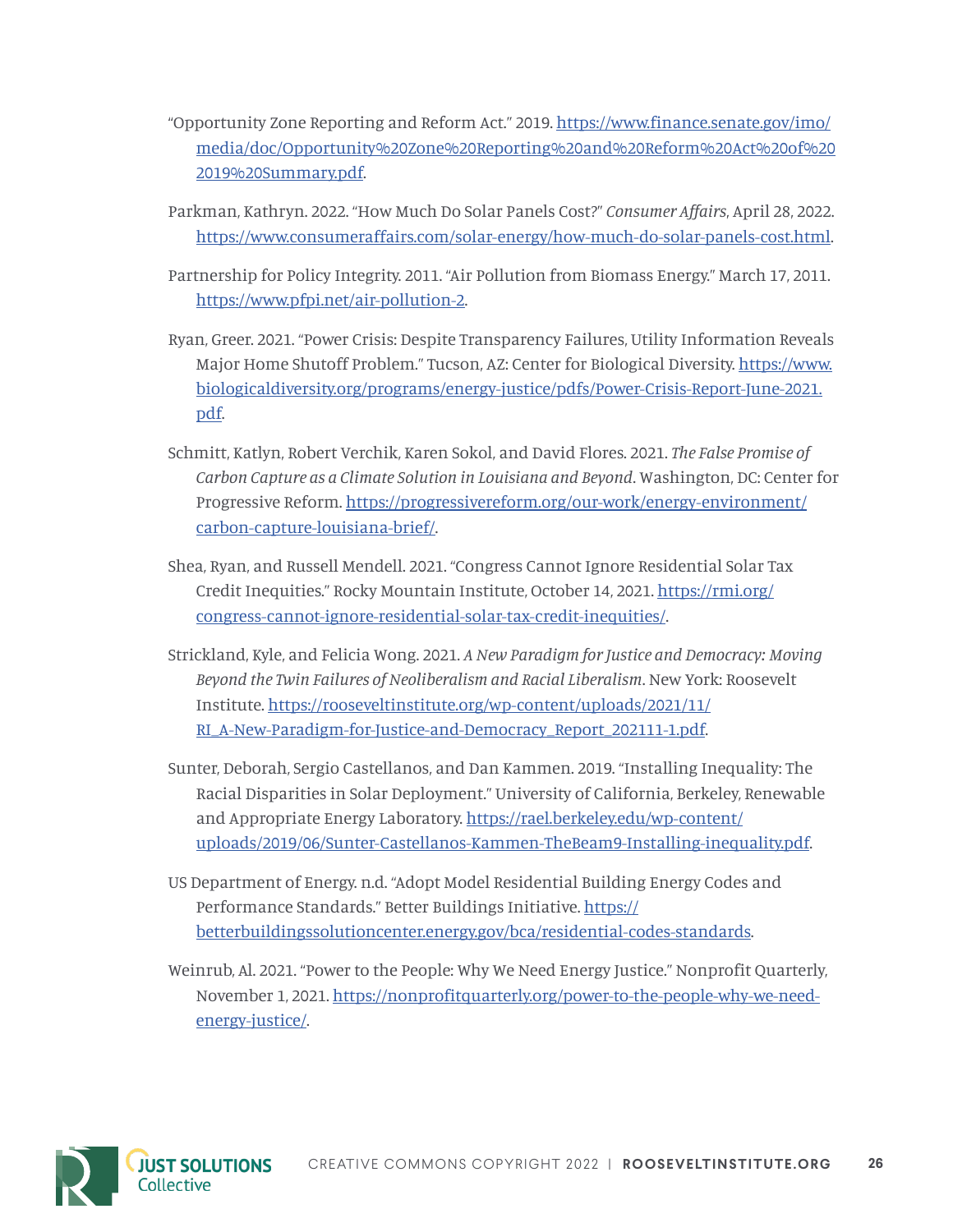"Opportunity Zone Reporting and Reform Act." 2019. https://www.finance.senate.gov/imo/media/doc/Opportunity%20Zone%20Reporting%20and%20Reform%20Act%20of%202019%20Summary.pdf.

Parkman, Kathryn. 2022. "How Much Do Solar Panels Cost?" *Consumer Affairs*, April 28, 2022. https://www.consumeraffairs.com/solar-energy/how-much-do-solar-panels-cost.html.

Partnership for Policy Integrity. 2011. "Air Pollution from Biomass Energy." March 17, 2011. https://www.pfpi.net/air-pollution-2.

Ryan, Greer. 2021. "Power Crisis: Despite Transparency Failures, Utility Information Reveals Major Home Shutoff Problem." Tucson, AZ: Center for Biological Diversity. https://www.biologicaldiversity.org/programs/energy-justice/pdfs/Power-Crisis-Report-June-2021.pdf.

Schmitt, Katlyn, Robert Verchik, Karen Sokol, and David Flores. 2021. *The False Promise of Carbon Capture as a Climate Solution in Louisiana and Beyond*. Washington, DC: Center for Progressive Reform. https://progressivereform.org/our-work/energy-environment/carbon-capture-louisiana-brief/.

Shea, Ryan, and Russell Mendell. 2021. "Congress Cannot Ignore Residential Solar Tax Credit Inequities." Rocky Mountain Institute, October 14, 2021. https://rmi.org/congress-cannot-ignore-residential-solar-tax-credit-inequities/.

Strickland, Kyle, and Felicia Wong. 2021. *A New Paradigm for Justice and Democracy: Moving Beyond the Twin Failures of Neoliberalism and Racial Liberalism*. New York: Roosevelt Institute. https://rooseveltinstitute.org/wp-content/uploads/2021/11/RI_A-New-Paradigm-for-Justice-and-Democracy_Report_202111-1.pdf.

Sunter, Deborah, Sergio Castellanos, and Dan Kammen. 2019. "Installing Inequality: The Racial Disparities in Solar Deployment." University of California, Berkeley, Renewable and Appropriate Energy Laboratory. https://rael.berkeley.edu/wp-content/uploads/2019/06/Sunter-Castellanos-Kammen-TheBeam9-Installing-inequality.pdf.

US Department of Energy. n.d. "Adopt Model Residential Building Energy Codes and Performance Standards." Better Buildings Initiative. https://betterbuildingssolutioncenter.energy.gov/bca/residential-codes-standards.

Weinrub, Al. 2021. "Power to the People: Why We Need Energy Justice." Nonprofit Quarterly, November 1, 2021. https://nonprofitquarterly.org/power-to-the-people-why-we-need-energy-justice/.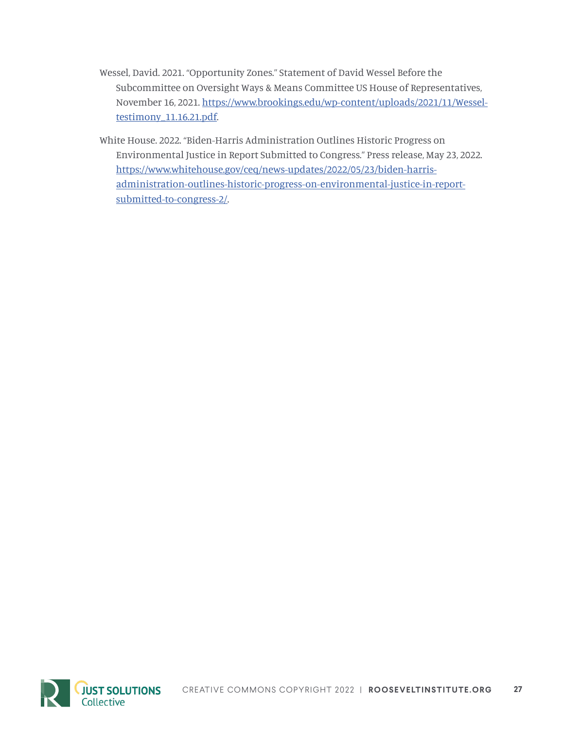Wessel, David. 2021. "Opportunity Zones." Statement of David Wessel Before the Subcommittee on Oversight Ways & Means Committee US House of Representatives, November 16, 2021. https://www.brookings.edu/wp-content/uploads/2021/11/Wessel-testimony_11.16.21.pdf.

White House. 2022. "Biden-Harris Administration Outlines Historic Progress on Environmental Justice in Report Submitted to Congress." Press release, May 23, 2022. https://www.whitehouse.gov/ceq/news-updates/2022/05/23/biden-harris-administration-outlines-historic-progress-on-environmental-justice-in-report-submitted-to-congress-2/.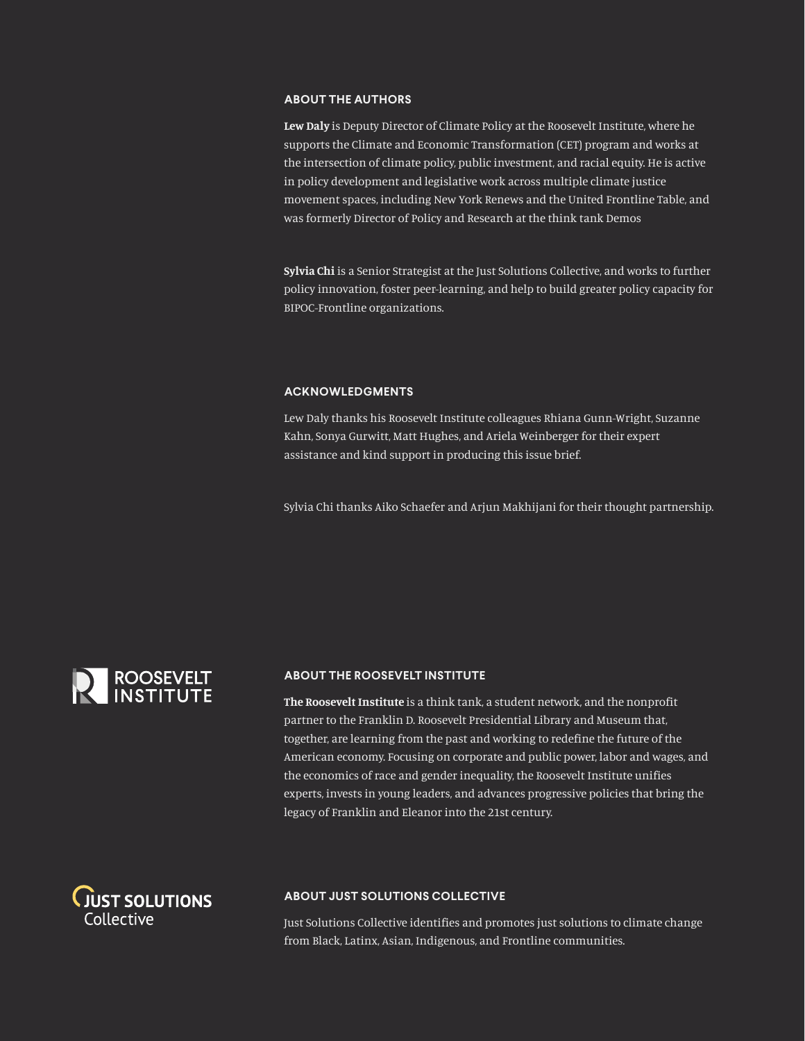## ABOUT THE AUTHORS

**Lew Daly** is Deputy Director of Climate Policy at the Roosevelt Institute, where he supports the Climate and Economic Transformation (CET) program and works at the intersection of climate policy, public investment, and racial equity. He is active in policy development and legislative work across multiple climate justice movement spaces, including New York Renews and the United Frontline Table, and was formerly Director of Policy and Research at the think tank Demos

**Sylvia Chi** is a Senior Strategist at the Just Solutions Collective, and works to further policy innovation, foster peer-learning, and help to build greater policy capacity for BIPOC-Frontline organizations.

## ACKNOWLEDGMENTS

Lew Daly thanks his Roosevelt Institute colleagues Rhiana Gunn-Wright, Suzanne Kahn, Sonya Gurwitt, Matt Hughes, and Ariela Weinberger for their expert assistance and kind support in producing this issue brief.

Sylvia Chi thanks Aiko Schaefer and Arjun Makhijani for their thought partnership.

ROOSEVELT INSTITUTE

## ABOUT THE ROOSEVELT INSTITUTE

**The Roosevelt Institute** is a think tank, a student network, and the nonprofit partner to the Franklin D. Roosevelt Presidential Library and Museum that, together, are learning from the past and working to redefine the future of the American economy. Focusing on corporate and public power, labor and wages, and the economics of race and gender inequality, the Roosevelt Institute unifies experts, invests in young leaders, and advances progressive policies that bring the legacy of Franklin and Eleanor into the 21st century.

JUST SOLUTIONS Collective

## ABOUT JUST SOLUTIONS COLLECTIVE

Just Solutions Collective identifies and promotes just solutions to climate change from Black, Latinx, Asian, Indigenous, and Frontline communities.